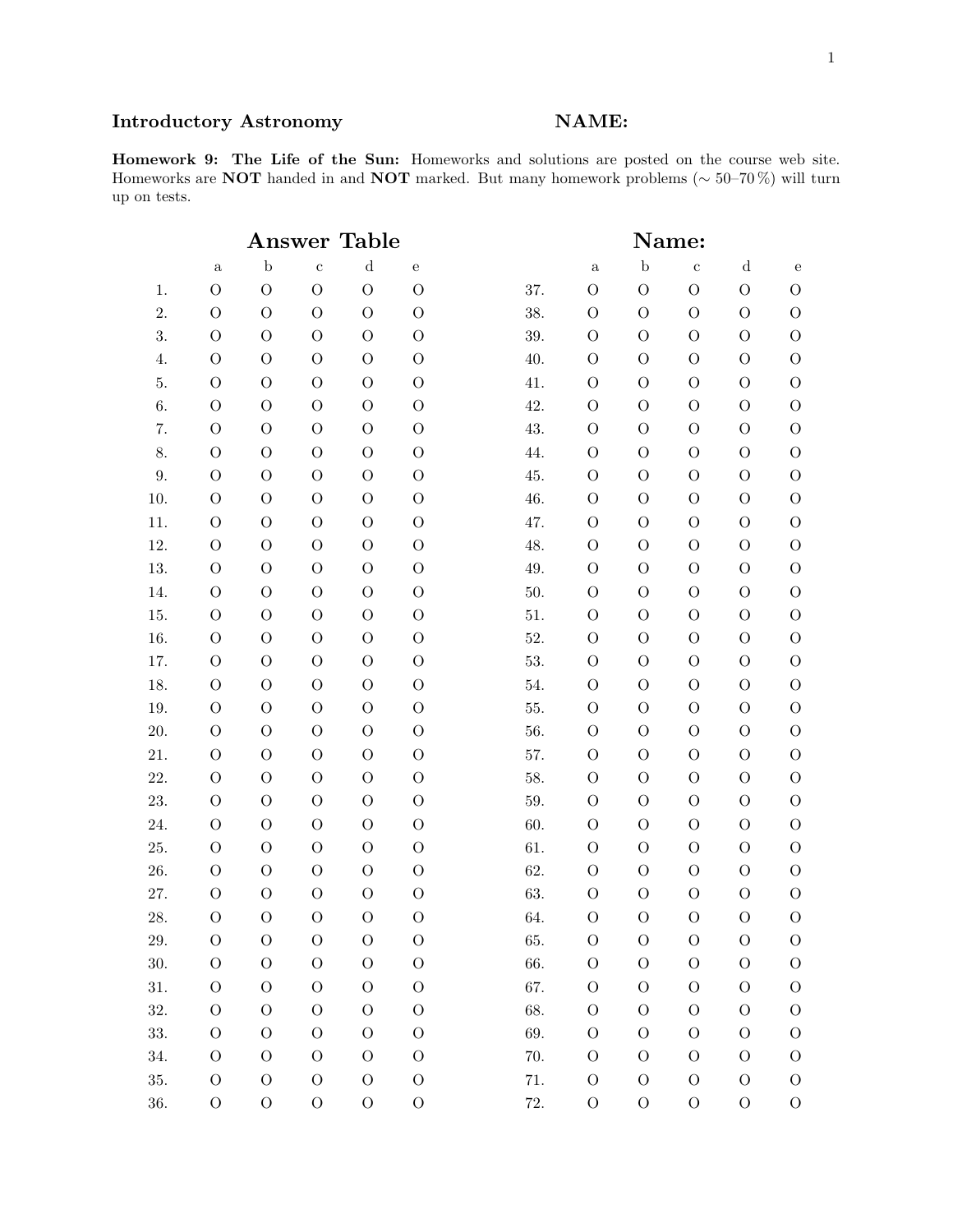**Introductory Astronomy** **NAME:**

**Homework 9: The Life of the Sun:** Homeworks and solutions are posted on the course web site. Homeworks are **NOT** handed in and **NOT** marked. But many homework problems ($\sim$ 50–70 %) will turn up on tests.

## Answer Table

## Name:

| | a | b | c | d | e | | a | b | c | d | e |
|---|---|---|---|---|---|---|---|---|---|---|---|
| 1. | O | O | O | O | O | 37. | O | O | O | O | O |
| 2. | O | O | O | O | O | 38. | O | O | O | O | O |
| 3. | O | O | O | O | O | 39. | O | O | O | O | O |
| 4. | O | O | O | O | O | 40. | O | O | O | O | O |
| 5. | O | O | O | O | O | 41. | O | O | O | O | O |
| 6. | O | O | O | O | O | 42. | O | O | O | O | O |
| 7. | O | O | O | O | O | 43. | O | O | O | O | O |
| 8. | O | O | O | O | O | 44. | O | O | O | O | O |
| 9. | O | O | O | O | O | 45. | O | O | O | O | O |
| 10. | O | O | O | O | O | 46. | O | O | O | O | O |
| 11. | O | O | O | O | O | 47. | O | O | O | O | O |
| 12. | O | O | O | O | O | 48. | O | O | O | O | O |
| 13. | O | O | O | O | O | 49. | O | O | O | O | O |
| 14. | O | O | O | O | O | 50. | O | O | O | O | O |
| 15. | O | O | O | O | O | 51. | O | O | O | O | O |
| 16. | O | O | O | O | O | 52. | O | O | O | O | O |
| 17. | O | O | O | O | O | 53. | O | O | O | O | O |
| 18. | O | O | O | O | O | 54. | O | O | O | O | O |
| 19. | O | O | O | O | O | 55. | O | O | O | O | O |
| 20. | O | O | O | O | O | 56. | O | O | O | O | O |
| 21. | O | O | O | O | O | 57. | O | O | O | O | O |
| 22. | O | O | O | O | O | 58. | O | O | O | O | O |
| 23. | O | O | O | O | O | 59. | O | O | O | O | O |
| 24. | O | O | O | O | O | 60. | O | O | O | O | O |
| 25. | O | O | O | O | O | 61. | O | O | O | O | O |
| 26. | O | O | O | O | O | 62. | O | O | O | O | O |
| 27. | O | O | O | O | O | 63. | O | O | O | O | O |
| 28. | O | O | O | O | O | 64. | O | O | O | O | O |
| 29. | O | O | O | O | O | 65. | O | O | O | O | O |
| 30. | O | O | O | O | O | 66. | O | O | O | O | O |
| 31. | O | O | O | O | O | 67. | O | O | O | O | O |
| 32. | O | O | O | O | O | 68. | O | O | O | O | O |
| 33. | O | O | O | O | O | 69. | O | O | O | O | O |
| 34. | O | O | O | O | O | 70. | O | O | O | O | O |
| 35. | O | O | O | O | O | 71. | O | O | O | O | O |
| 36. | O | O | O | O | O | 72. | O | O | O | O | O |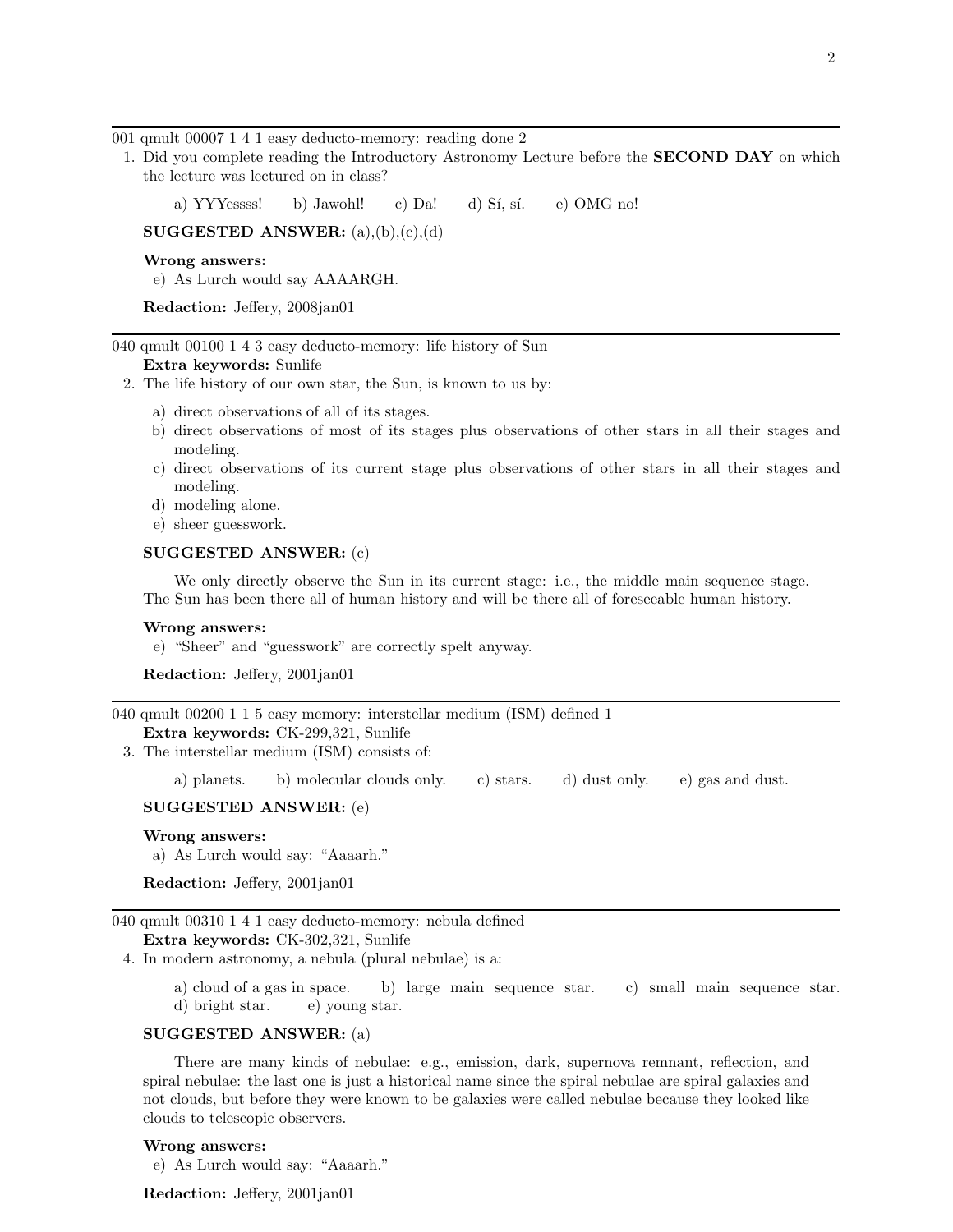---

001 qmult 00007 1 4 1 easy deducto-memory: reading done 2

1. Did you complete reading the Introductory Astronomy Lecture before the **SECOND DAY** on which the lecture was lectured on in class?

   a) YYYessss! b) Jawohl! c) Da! d) Sí, sí. e) OMG no!

   **SUGGESTED ANSWER:** (a),(b),(c),(d)

   **Wrong answers:**

   e) As Lurch would say AAAARGH.

   **Redaction:** Jeffery, 2008jan01

---

040 qmult 00100 1 4 3 easy deducto-memory: life history of Sun

**Extra keywords:** Sunlife

2. The life history of our own star, the Sun, is known to us by:

   a) direct observations of all of its stages.
   b) direct observations of most of its stages plus observations of other stars in all their stages and modeling.
   c) direct observations of its current stage plus observations of other stars in all their stages and modeling.
   d) modeling alone.
   e) sheer guesswork.

   **SUGGESTED ANSWER:** (c)

   We only directly observe the Sun in its current stage: i.e., the middle main sequence stage. The Sun has been there all of human history and will be there all of foreseeable human history.

   **Wrong answers:**

   e) "Sheer" and "guesswork" are correctly spelt anyway.

   **Redaction:** Jeffery, 2001jan01

---

040 qmult 00200 1 1 5 easy memory: interstellar medium (ISM) defined 1

**Extra keywords:** CK-299,321, Sunlife

3. The interstellar medium (ISM) consists of:

   a) planets. b) molecular clouds only. c) stars. d) dust only. e) gas and dust.

   **SUGGESTED ANSWER:** (e)

   **Wrong answers:**

   a) As Lurch would say: "Aaaarh."

   **Redaction:** Jeffery, 2001jan01

---

040 qmult 00310 1 4 1 easy deducto-memory: nebula defined

**Extra keywords:** CK-302,321, Sunlife

4. In modern astronomy, a nebula (plural nebulae) is a:

   a) cloud of a gas in space. b) large main sequence star. c) small main sequence star. d) bright star. e) young star.

   **SUGGESTED ANSWER:** (a)

   There are many kinds of nebulae: e.g., emission, dark, supernova remnant, reflection, and spiral nebulae: the last one is just a historical name since the spiral nebulae are spiral galaxies and not clouds, but before they were known to be galaxies were called nebulae because they looked like clouds to telescopic observers.

   **Wrong answers:**

   e) As Lurch would say: "Aaaarh."

   **Redaction:** Jeffery, 2001jan01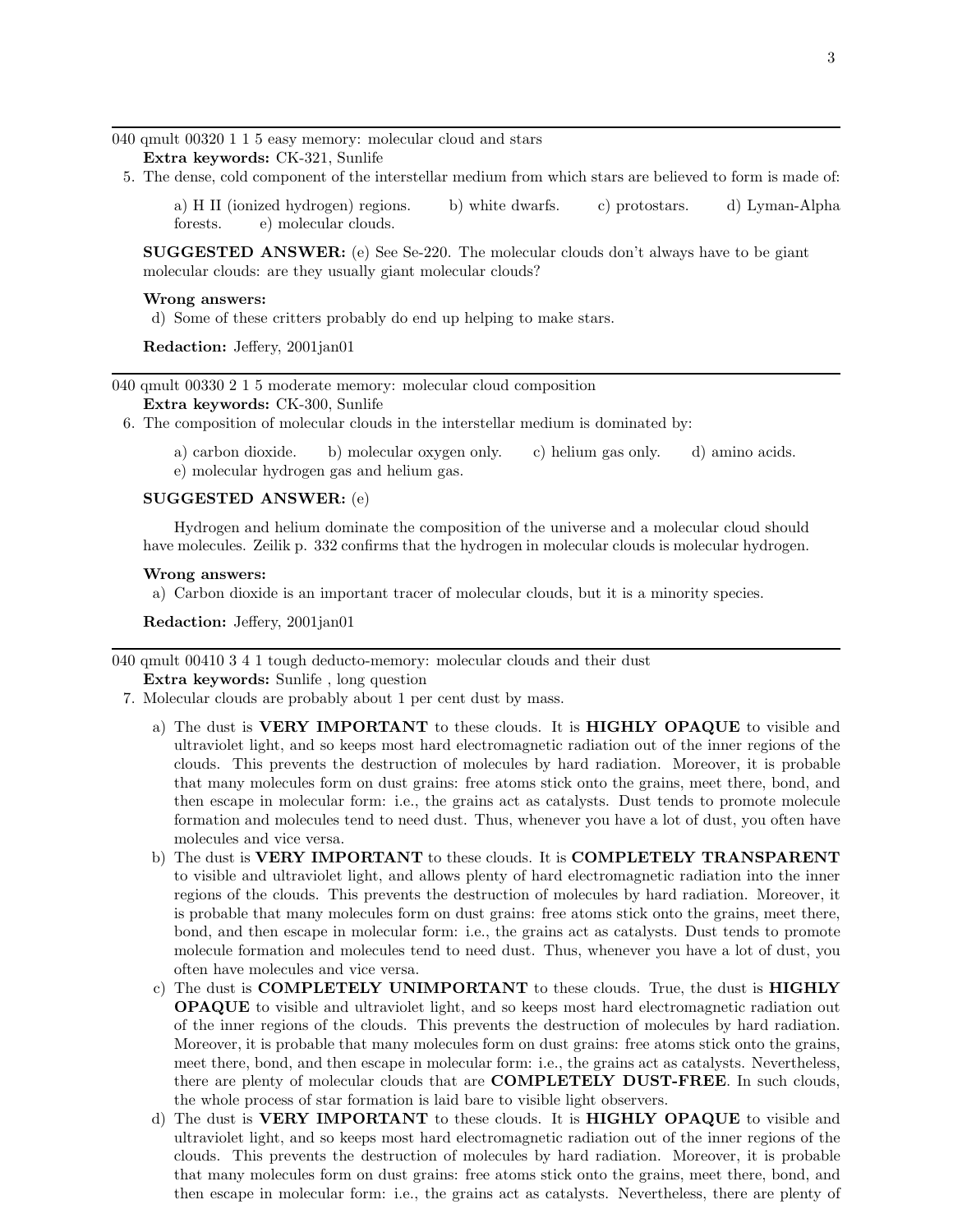---

040 qmult 00320 1 1 5 easy memory: molecular cloud and stars
**Extra keywords:** CK-321, Sunlife

5. The dense, cold component of the interstellar medium from which stars are believed to form is made of:

   a) H II (ionized hydrogen) regions. b) white dwarfs. c) protostars. d) Lyman-Alpha forests. e) molecular clouds.

   **SUGGESTED ANSWER:** (e) See Se-220. The molecular clouds don't always have to be giant molecular clouds: are they usually giant molecular clouds?

   **Wrong answers:**

   d) Some of these critters probably do end up helping to make stars.

   **Redaction:** Jeffery, 2001jan01

---

040 qmult 00330 2 1 5 moderate memory: molecular cloud composition
**Extra keywords:** CK-300, Sunlife

6. The composition of molecular clouds in the interstellar medium is dominated by:

   a) carbon dioxide. b) molecular oxygen only. c) helium gas only. d) amino acids. e) molecular hydrogen gas and helium gas.

   **SUGGESTED ANSWER:** (e)

   Hydrogen and helium dominate the composition of the universe and a molecular cloud should have molecules. Zeilik p. 332 confirms that the hydrogen in molecular clouds is molecular hydrogen.

   **Wrong answers:**

   a) Carbon dioxide is an important tracer of molecular clouds, but it is a minority species.

   **Redaction:** Jeffery, 2001jan01

---

040 qmult 00410 3 4 1 tough deducto-memory: molecular clouds and their dust
**Extra keywords:** Sunlife , long question

7. Molecular clouds are probably about 1 per cent dust by mass.

   a) The dust is **VERY IMPORTANT** to these clouds. It is **HIGHLY OPAQUE** to visible and ultraviolet light, and so keeps most hard electromagnetic radiation out of the inner regions of the clouds. This prevents the destruction of molecules by hard radiation. Moreover, it is probable that many molecules form on dust grains: free atoms stick onto the grains, meet there, bond, and then escape in molecular form: i.e., the grains act as catalysts. Dust tends to promote molecule formation and molecules tend to need dust. Thus, whenever you have a lot of dust, you often have molecules and vice versa.
   b) The dust is **VERY IMPORTANT** to these clouds. It is **COMPLETELY TRANSPARENT** to visible and ultraviolet light, and allows plenty of hard electromagnetic radiation into the inner regions of the clouds. This prevents the destruction of molecules by hard radiation. Moreover, it is probable that many molecules form on dust grains: free atoms stick onto the grains, meet there, bond, and then escape in molecular form: i.e., the grains act as catalysts. Dust tends to promote molecule formation and molecules tend to need dust. Thus, whenever you have a lot of dust, you often have molecules and vice versa.
   c) The dust is **COMPLETELY UNIMPORTANT** to these clouds. True, the dust is **HIGHLY OPAQUE** to visible and ultraviolet light, and so keeps most hard electromagnetic radiation out of the inner regions of the clouds. This prevents the destruction of molecules by hard radiation. Moreover, it is probable that many molecules form on dust grains: free atoms stick onto the grains, meet there, bond, and then escape in molecular form: i.e., the grains act as catalysts. Nevertheless, there are plenty of molecular clouds that are **COMPLETELY DUST-FREE**. In such clouds, the whole process of star formation is laid bare to visible light observers.
   d) The dust is **VERY IMPORTANT** to these clouds. It is **HIGHLY OPAQUE** to visible and ultraviolet light, and so keeps most hard electromagnetic radiation out of the inner regions of the clouds. This prevents the destruction of molecules by hard radiation. Moreover, it is probable that many molecules form on dust grains: free atoms stick onto the grains, meet there, bond, and then escape in molecular form: i.e., the grains act as catalysts. Nevertheless, there are plenty of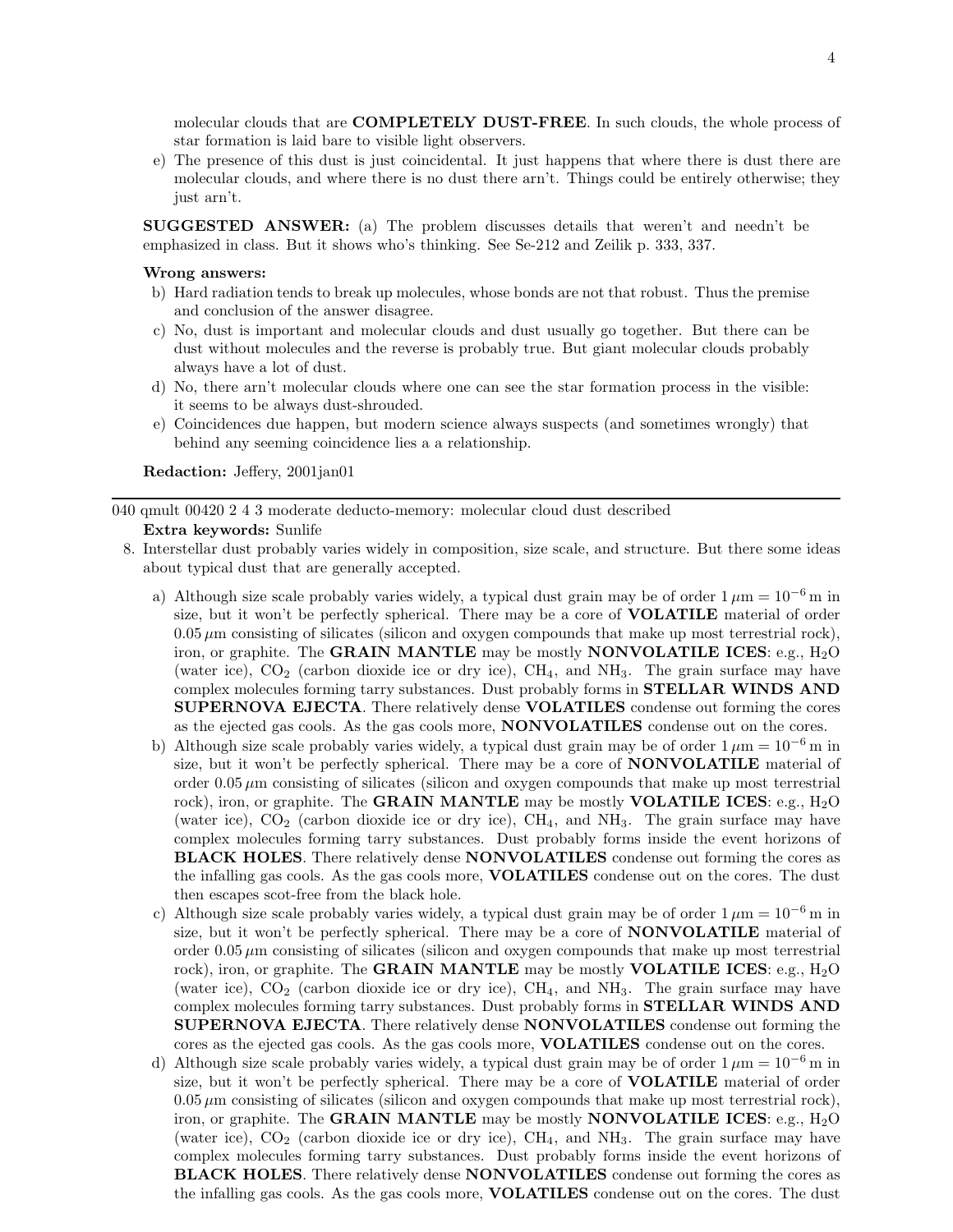molecular clouds that are **COMPLETELY DUST-FREE**. In such clouds, the whole process of star formation is laid bare to visible light observers.

e) The presence of this dust is just coincidental. It just happens that where there is dust there are molecular clouds, and where there is no dust there arn't. Things could be entirely otherwise; they just arn't.

**SUGGESTED ANSWER:** (a) The problem discusses details that weren't and needn't be emphasized in class. But it shows who's thinking. See Se-212 and Zeilik p. 333, 337.

**Wrong answers:**

b) Hard radiation tends to break up molecules, whose bonds are not that robust. Thus the premise and conclusion of the answer disagree.

c) No, dust is important and molecular clouds and dust usually go together. But there can be dust without molecules and the reverse is probably true. But giant molecular clouds probably always have a lot of dust.

d) No, there arn't molecular clouds where one can see the star formation process in the visible: it seems to be always dust-shrouded.

e) Coincidences due happen, but modern science always suspects (and sometimes wrongly) that behind any seeming coincidence lies a a relationship.

**Redaction:** Jeffery, 2001jan01

---

040 qmult 00420 2 4 3 moderate deducto-memory: molecular cloud dust described
**Extra keywords:** Sunlife

8. Interstellar dust probably varies widely in composition, size scale, and structure. But there some ideas about typical dust that are generally accepted.

a) Although size scale probably varies widely, a typical dust grain may be of order $1\,\mu\text{m} = 10^{-6}\,\text{m}$ in size, but it won't be perfectly spherical. There may be a core of **VOLATILE** material of order $0.05\,\mu\text{m}$ consisting of silicates (silicon and oxygen compounds that make up most terrestrial rock), iron, or graphite. The **GRAIN MANTLE** may be mostly **NONVOLATILE ICES**: e.g., $H_2O$ (water ice), $CO_2$ (carbon dioxide ice or dry ice), $CH_4$, and $NH_3$. The grain surface may have complex molecules forming tarry substances. Dust probably forms in **STELLAR WINDS AND SUPERNOVA EJECTA**. There relatively dense **VOLATILES** condense out forming the cores as the ejected gas cools. As the gas cools more, **NONVOLATILES** condense out on the cores.

b) Although size scale probably varies widely, a typical dust grain may be of order $1\,\mu\text{m} = 10^{-6}\,\text{m}$ in size, but it won't be perfectly spherical. There may be a core of **NONVOLATILE** material of order $0.05\,\mu\text{m}$ consisting of silicates (silicon and oxygen compounds that make up most terrestrial rock), iron, or graphite. The **GRAIN MANTLE** may be mostly **VOLATILE ICES**: e.g., $H_2O$ (water ice), $CO_2$ (carbon dioxide ice or dry ice), $CH_4$, and $NH_3$. The grain surface may have complex molecules forming tarry substances. Dust probably forms inside the event horizons of **BLACK HOLES**. There relatively dense **NONVOLATILES** condense out forming the cores as the infalling gas cools. As the gas cools more, **VOLATILES** condense out on the cores. The dust then escapes scot-free from the black hole.

c) Although size scale probably varies widely, a typical dust grain may be of order $1\,\mu\text{m} = 10^{-6}\,\text{m}$ in size, but it won't be perfectly spherical. There may be a core of **NONVOLATILE** material of order $0.05\,\mu\text{m}$ consisting of silicates (silicon and oxygen compounds that make up most terrestrial rock), iron, or graphite. The **GRAIN MANTLE** may be mostly **VOLATILE ICES**: e.g., $H_2O$ (water ice), $CO_2$ (carbon dioxide ice or dry ice), $CH_4$, and $NH_3$. The grain surface may have complex molecules forming tarry substances. Dust probably forms in **STELLAR WINDS AND SUPERNOVA EJECTA**. There relatively dense **NONVOLATILES** condense out forming the cores as the ejected gas cools. As the gas cools more, **VOLATILES** condense out on the cores.

d) Although size scale probably varies widely, a typical dust grain may be of order $1\,\mu\text{m} = 10^{-6}\,\text{m}$ in size, but it won't be perfectly spherical. There may be a core of **VOLATILE** material of order $0.05\,\mu\text{m}$ consisting of silicates (silicon and oxygen compounds that make up most terrestrial rock), iron, or graphite. The **GRAIN MANTLE** may be mostly **NONVOLATILE ICES**: e.g., $H_2O$ (water ice), $CO_2$ (carbon dioxide ice or dry ice), $CH_4$, and $NH_3$. The grain surface may have complex molecules forming tarry substances. Dust probably forms inside the event horizons of **BLACK HOLES**. There relatively dense **NONVOLATILES** condense out forming the cores as the infalling gas cools. As the gas cools more, **VOLATILES** condense out on the cores. The dust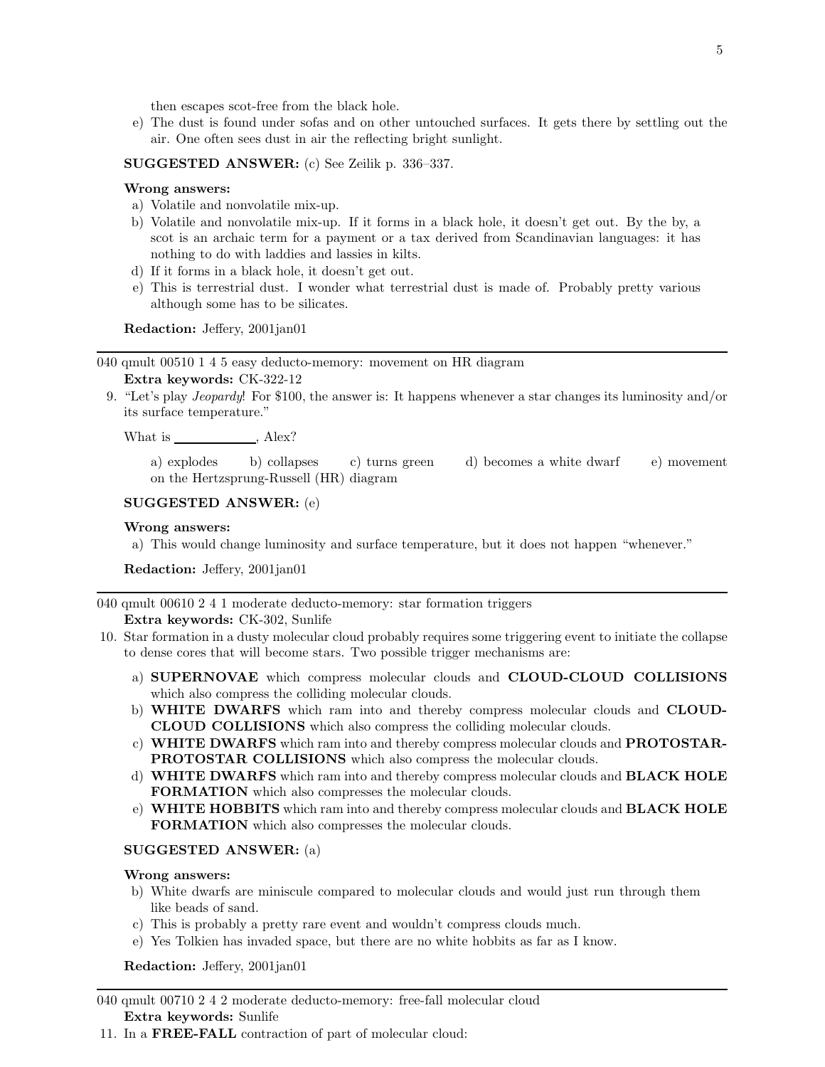then escapes scot-free from the black hole.

e) The dust is found under sofas and on other untouched surfaces. It gets there by settling out the air. One often sees dust in air the reflecting bright sunlight.

**SUGGESTED ANSWER:** (c) See Zeilik p. 336–337.

**Wrong answers:**

a) Volatile and nonvolatile mix-up.

b) Volatile and nonvolatile mix-up. If it forms in a black hole, it doesn't get out. By the by, a scot is an archaic term for a payment or a tax derived from Scandinavian languages: it has nothing to do with laddies and lassies in kilts.

d) If it forms in a black hole, it doesn't get out.

e) This is terrestrial dust. I wonder what terrestrial dust is made of. Probably pretty various although some has to be silicates.

**Redaction:** Jeffery, 2001jan01

---

040 qmult 00510 1 4 5 easy deducto-memory: movement on HR diagram
**Extra keywords:** CK-322-12

9. "Let's play *Jeopardy*! For \$100, the answer is: It happens whenever a star changes its luminosity and/or its surface temperature."

What is ____________, Alex?

a) explodes  b) collapses  c) turns green  d) becomes a white dwarf  e) movement on the Hertzsprung-Russell (HR) diagram

**SUGGESTED ANSWER:** (e)

**Wrong answers:**

a) This would change luminosity and surface temperature, but it does not happen "whenever."

**Redaction:** Jeffery, 2001jan01

---

040 qmult 00610 2 4 1 moderate deducto-memory: star formation triggers
**Extra keywords:** CK-302, Sunlife

10. Star formation in a dusty molecular cloud probably requires some triggering event to initiate the collapse to dense cores that will become stars. Two possible trigger mechanisms are:

a) **SUPERNOVAE** which compress molecular clouds and **CLOUD-CLOUD COLLISIONS** which also compress the colliding molecular clouds.

b) **WHITE DWARFS** which ram into and thereby compress molecular clouds and **CLOUD-CLOUD COLLISIONS** which also compress the colliding molecular clouds.

c) **WHITE DWARFS** which ram into and thereby compress molecular clouds and **PROTOSTAR-PROTOSTAR COLLISIONS** which also compress the molecular clouds.

d) **WHITE DWARFS** which ram into and thereby compress molecular clouds and **BLACK HOLE FORMATION** which also compresses the molecular clouds.

e) **WHITE HOBBITS** which ram into and thereby compress molecular clouds and **BLACK HOLE FORMATION** which also compresses the molecular clouds.

**SUGGESTED ANSWER:** (a)

**Wrong answers:**

b) White dwarfs are miniscule compared to molecular clouds and would just run through them like beads of sand.

c) This is probably a pretty rare event and wouldn't compress clouds much.

e) Yes Tolkien has invaded space, but there are no white hobbits as far as I know.

**Redaction:** Jeffery, 2001jan01

---

040 qmult 00710 2 4 2 moderate deducto-memory: free-fall molecular cloud
**Extra keywords:** Sunlife

11. In a **FREE-FALL** contraction of part of molecular cloud: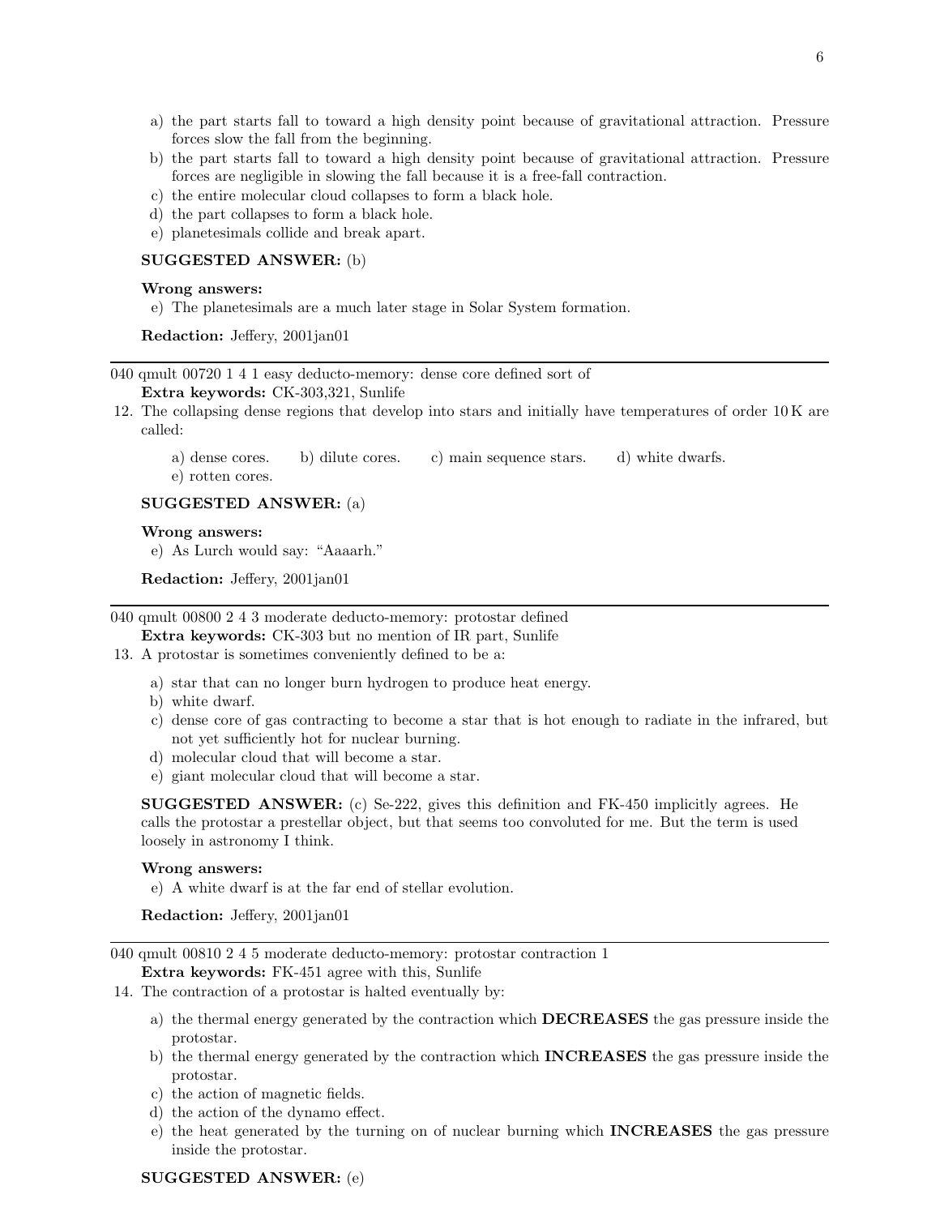a) the part starts fall to toward a high density point because of gravitational attraction. Pressure forces slow the fall from the beginning.
b) the part starts fall to toward a high density point because of gravitational attraction. Pressure forces are negligible in slowing the fall because it is a free-fall contraction.
c) the entire molecular cloud collapses to form a black hole.
d) the part collapses to form a black hole.
e) planetesimals collide and break apart.

**SUGGESTED ANSWER:** (b)

**Wrong answers:**

e) The planetesimals are a much later stage in Solar System formation.

**Redaction:** Jeffery, 2001jan01

---

040 qmult 00720 1 4 1 easy deducto-memory: dense core defined sort of
**Extra keywords:** CK-303,321, Sunlife

12. The collapsing dense regions that develop into stars and initially have temperatures of order 10 K are called:

a) dense cores. b) dilute cores. c) main sequence stars. d) white dwarfs.
e) rotten cores.

**SUGGESTED ANSWER:** (a)

**Wrong answers:**

e) As Lurch would say: "Aaaarh."

**Redaction:** Jeffery, 2001jan01

---

040 qmult 00800 2 4 3 moderate deducto-memory: protostar defined
**Extra keywords:** CK-303 but no mention of IR part, Sunlife

13. A protostar is sometimes conveniently defined to be a:

a) star that can no longer burn hydrogen to produce heat energy.
b) white dwarf.
c) dense core of gas contracting to become a star that is hot enough to radiate in the infrared, but not yet sufficiently hot for nuclear burning.
d) molecular cloud that will become a star.
e) giant molecular cloud that will become a star.

**SUGGESTED ANSWER:** (c) Se-222, gives this definition and FK-450 implicitly agrees. He calls the protostar a prestellar object, but that seems too convoluted for me. But the term is used loosely in astronomy I think.

**Wrong answers:**

e) A white dwarf is at the far end of stellar evolution.

**Redaction:** Jeffery, 2001jan01

---

040 qmult 00810 2 4 5 moderate deducto-memory: protostar contraction 1
**Extra keywords:** FK-451 agree with this, Sunlife

14. The contraction of a protostar is halted eventually by:

a) the thermal energy generated by the contraction which **DECREASES** the gas pressure inside the protostar.
b) the thermal energy generated by the contraction which **INCREASES** the gas pressure inside the protostar.
c) the action of magnetic fields.
d) the action of the dynamo effect.
e) the heat generated by the turning on of nuclear burning which **INCREASES** the gas pressure inside the protostar.

**SUGGESTED ANSWER:** (e)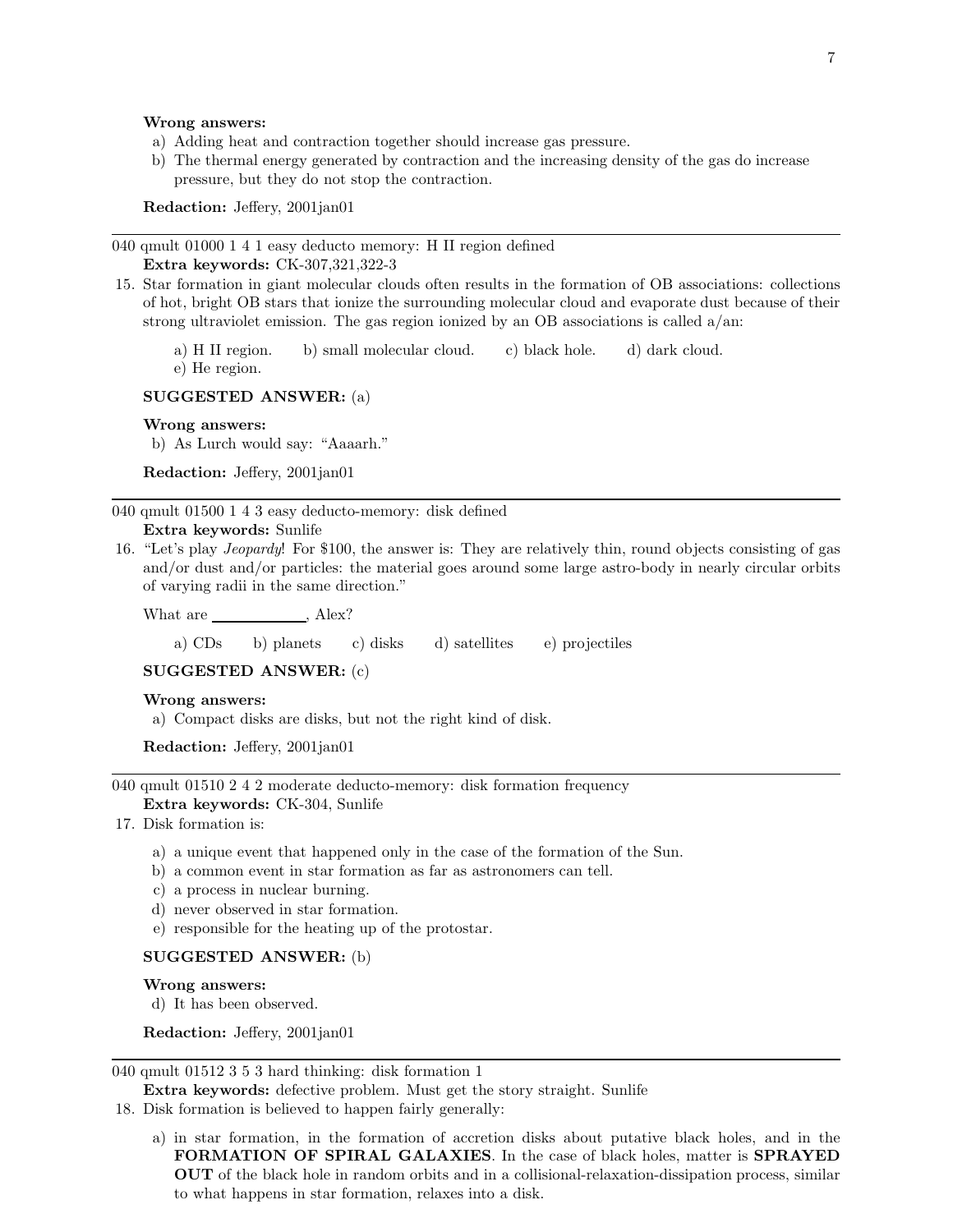**Wrong answers:**

a) Adding heat and contraction together should increase gas pressure.
b) The thermal energy generated by contraction and the increasing density of the gas do increase pressure, but they do not stop the contraction.

**Redaction:** Jeffery, 2001jan01

---

040 qmult 01000 1 4 1 easy deducto memory: H II region defined
**Extra keywords:** CK-307,321,322-3

15. Star formation in giant molecular clouds often results in the formation of OB associations: collections of hot, bright OB stars that ionize the surrounding molecular cloud and evaporate dust because of their strong ultraviolet emission. The gas region ionized by an OB associations is called a/an:

    a) H II region. b) small molecular cloud. c) black hole. d) dark cloud.
    e) He region.

**SUGGESTED ANSWER:** (a)

**Wrong answers:**

b) As Lurch would say: "Aaaarh."

**Redaction:** Jeffery, 2001jan01

---

040 qmult 01500 1 4 3 easy deducto-memory: disk defined
**Extra keywords:** Sunlife

16. "Let's play *Jeopardy*! For $100, the answer is: They are relatively thin, round objects consisting of gas and/or dust and/or particles: the material goes around some large astro-body in nearly circular orbits of varying radii in the same direction."

    What are ____________, Alex?

    a) CDs b) planets c) disks d) satellites e) projectiles

**SUGGESTED ANSWER:** (c)

**Wrong answers:**

a) Compact disks are disks, but not the right kind of disk.

**Redaction:** Jeffery, 2001jan01

---

040 qmult 01510 2 4 2 moderate deducto-memory: disk formation frequency
**Extra keywords:** CK-304, Sunlife

17. Disk formation is:

    a) a unique event that happened only in the case of the formation of the Sun.
    b) a common event in star formation as far as astronomers can tell.
    c) a process in nuclear burning.
    d) never observed in star formation.
    e) responsible for the heating up of the protostar.

**SUGGESTED ANSWER:** (b)

**Wrong answers:**

d) It has been observed.

**Redaction:** Jeffery, 2001jan01

---

040 qmult 01512 3 5 3 hard thinking: disk formation 1
**Extra keywords:** defective problem. Must get the story straight. Sunlife

18. Disk formation is believed to happen fairly generally:

    a) in star formation, in the formation of accretion disks about putative black holes, and in the **FORMATION OF SPIRAL GALAXIES**. In the case of black holes, matter is **SPRAYED OUT** of the black hole in random orbits and in a collisional-relaxation-dissipation process, similar to what happens in star formation, relaxes into a disk.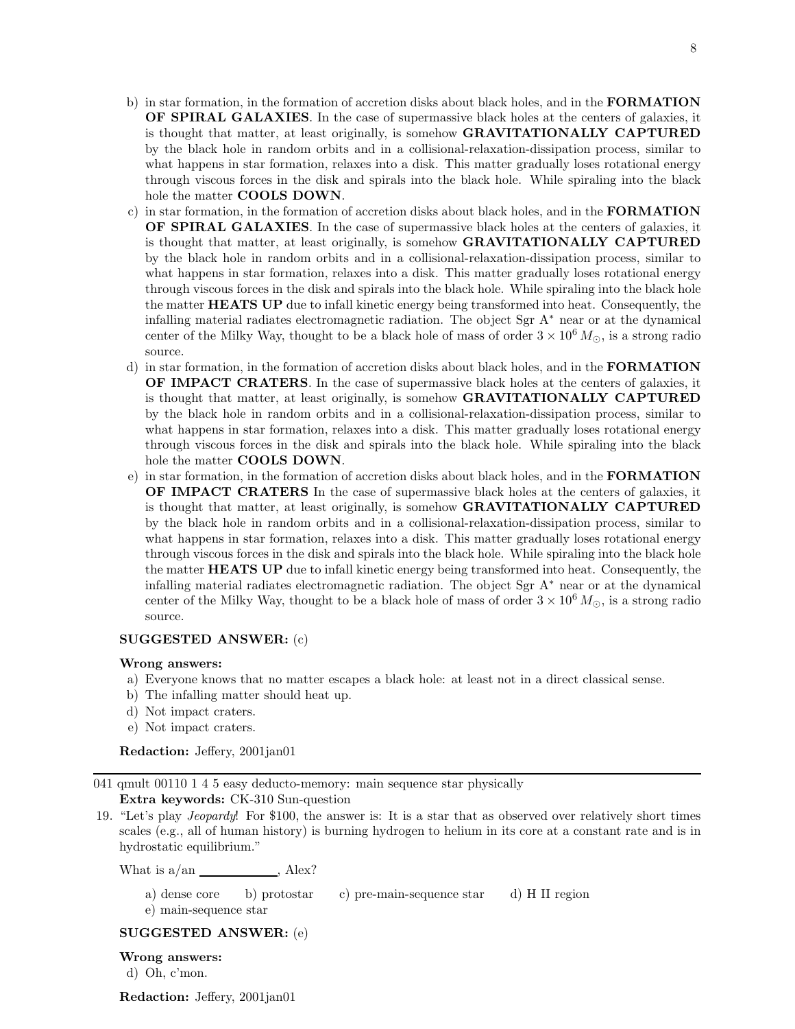b) in star formation, in the formation of accretion disks about black holes, and in the **FORMATION OF SPIRAL GALAXIES**. In the case of supermassive black holes at the centers of galaxies, it is thought that matter, at least originally, is somehow **GRAVITATIONALLY CAPTURED** by the black hole in random orbits and in a collisional-relaxation-dissipation process, similar to what happens in star formation, relaxes into a disk. This matter gradually loses rotational energy through viscous forces in the disk and spirals into the black hole. While spiraling into the black hole the matter **COOLS DOWN**.

c) in star formation, in the formation of accretion disks about black holes, and in the **FORMATION OF SPIRAL GALAXIES**. In the case of supermassive black holes at the centers of galaxies, it is thought that matter, at least originally, is somehow **GRAVITATIONALLY CAPTURED** by the black hole in random orbits and in a collisional-relaxation-dissipation process, similar to what happens in star formation, relaxes into a disk. This matter gradually loses rotational energy through viscous forces in the disk and spirals into the black hole. While spiraling into the black hole the matter **HEATS UP** due to infall kinetic energy being transformed into heat. Consequently, the infalling material radiates electromagnetic radiation. The object Sgr A$^*$ near or at the dynamical center of the Milky Way, thought to be a black hole of mass of order $3 \times 10^6\,M_\odot$, is a strong radio source.

d) in star formation, in the formation of accretion disks about black holes, and in the **FORMATION OF IMPACT CRATERS**. In the case of supermassive black holes at the centers of galaxies, it is thought that matter, at least originally, is somehow **GRAVITATIONALLY CAPTURED** by the black hole in random orbits and in a collisional-relaxation-dissipation process, similar to what happens in star formation, relaxes into a disk. This matter gradually loses rotational energy through viscous forces in the disk and spirals into the black hole. While spiraling into the black hole the matter **COOLS DOWN**.

e) in star formation, in the formation of accretion disks about black holes, and in the **FORMATION OF IMPACT CRATERS** In the case of supermassive black holes at the centers of galaxies, it is thought that matter, at least originally, is somehow **GRAVITATIONALLY CAPTURED** by the black hole in random orbits and in a collisional-relaxation-dissipation process, similar to what happens in star formation, relaxes into a disk. This matter gradually loses rotational energy through viscous forces in the disk and spirals into the black hole. While spiraling into the black hole the matter **HEATS UP** due to infall kinetic energy being transformed into heat. Consequently, the infalling material radiates electromagnetic radiation. The object Sgr A$^*$ near or at the dynamical center of the Milky Way, thought to be a black hole of mass of order $3 \times 10^6\,M_\odot$, is a strong radio source.

**SUGGESTED ANSWER:** (c)

**Wrong answers:**

a) Everyone knows that no matter escapes a black hole: at least not in a direct classical sense.
b) The infalling matter should heat up.
d) Not impact craters.
e) Not impact craters.

**Redaction:** Jeffery, 2001jan01

---

041 qmult 00110 1 4 5 easy deducto-memory: main sequence star physically
**Extra keywords:** CK-310 Sun-question

19. "Let's play *Jeopardy*! For \$100, the answer is: It is a star that as observed over relatively short times scales (e.g., all of human history) is burning hydrogen to helium in its core at a constant rate and is in hydrostatic equilibrium."

What is a/an ____________, Alex?

a) dense core  b) protostar  c) pre-main-sequence star  d) H II region
e) main-sequence star

**SUGGESTED ANSWER:** (e)

**Wrong answers:**

d) Oh, c'mon.

**Redaction:** Jeffery, 2001jan01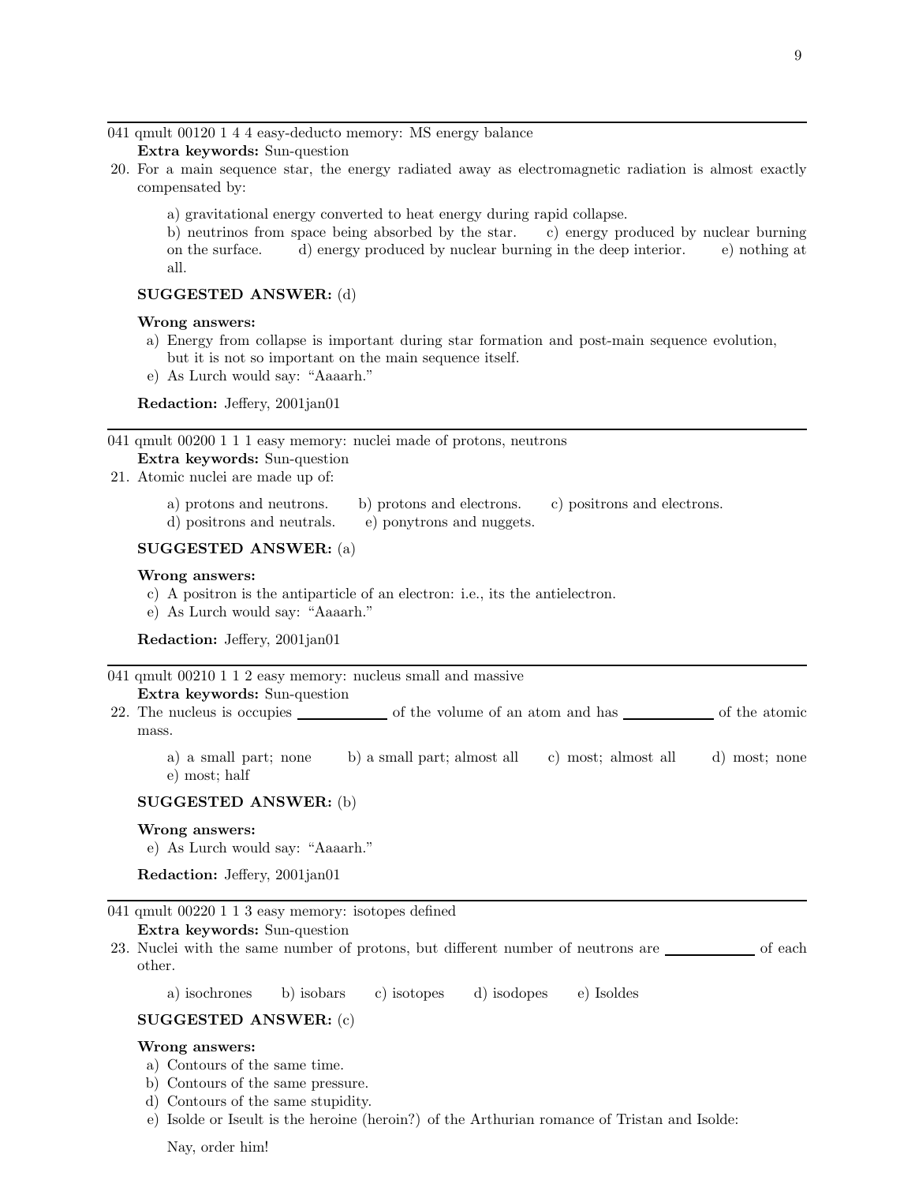041 qmult 00120 1 4 4 easy-deducto memory: MS energy balance

**Extra keywords:** Sun-question

20. For a main sequence star, the energy radiated away as electromagnetic radiation is almost exactly compensated by:

    a) gravitational energy converted to heat energy during rapid collapse.
    b) neutrinos from space being absorbed by the star. c) energy produced by nuclear burning on the surface. d) energy produced by nuclear burning in the deep interior. e) nothing at all.

    **SUGGESTED ANSWER:** (d)

    **Wrong answers:**

    a) Energy from collapse is important during star formation and post-main sequence evolution, but it is not so important on the main sequence itself.
    e) As Lurch would say: "Aaaarh."

    **Redaction:** Jeffery, 2001jan01

---

041 qmult 00200 1 1 1 easy memory: nuclei made of protons, neutrons

**Extra keywords:** Sun-question

21. Atomic nuclei are made up of:

    a) protons and neutrons. b) protons and electrons. c) positrons and electrons. d) positrons and neutrals. e) ponytrons and nuggets.

    **SUGGESTED ANSWER:** (a)

    **Wrong answers:**

    c) A positron is the antiparticle of an electron: i.e., its the antielectron.
    e) As Lurch would say: "Aaaarh."

    **Redaction:** Jeffery, 2001jan01

---

041 qmult 00210 1 1 2 easy memory: nucleus small and massive

**Extra keywords:** Sun-question

22. The nucleus is occupies ____________ of the volume of an atom and has ____________ of the atomic mass.

    a) a small part; none b) a small part; almost all c) most; almost all d) most; none e) most; half

    **SUGGESTED ANSWER:** (b)

    **Wrong answers:**

    e) As Lurch would say: "Aaaarh."

    **Redaction:** Jeffery, 2001jan01

---

041 qmult 00220 1 1 3 easy memory: isotopes defined

**Extra keywords:** Sun-question

23. Nuclei with the same number of protons, but different number of neutrons are ____________ of each other.

    a) isochrones b) isobars c) isotopes d) isodopes e) Isoldes

    **SUGGESTED ANSWER:** (c)

    **Wrong answers:**

    a) Contours of the same time.
    b) Contours of the same pressure.
    d) Contours of the same stupidity.
    e) Isolde or Iseult is the heroine (heroin?) of the Arthurian romance of Tristan and Isolde:

    Nay, order him!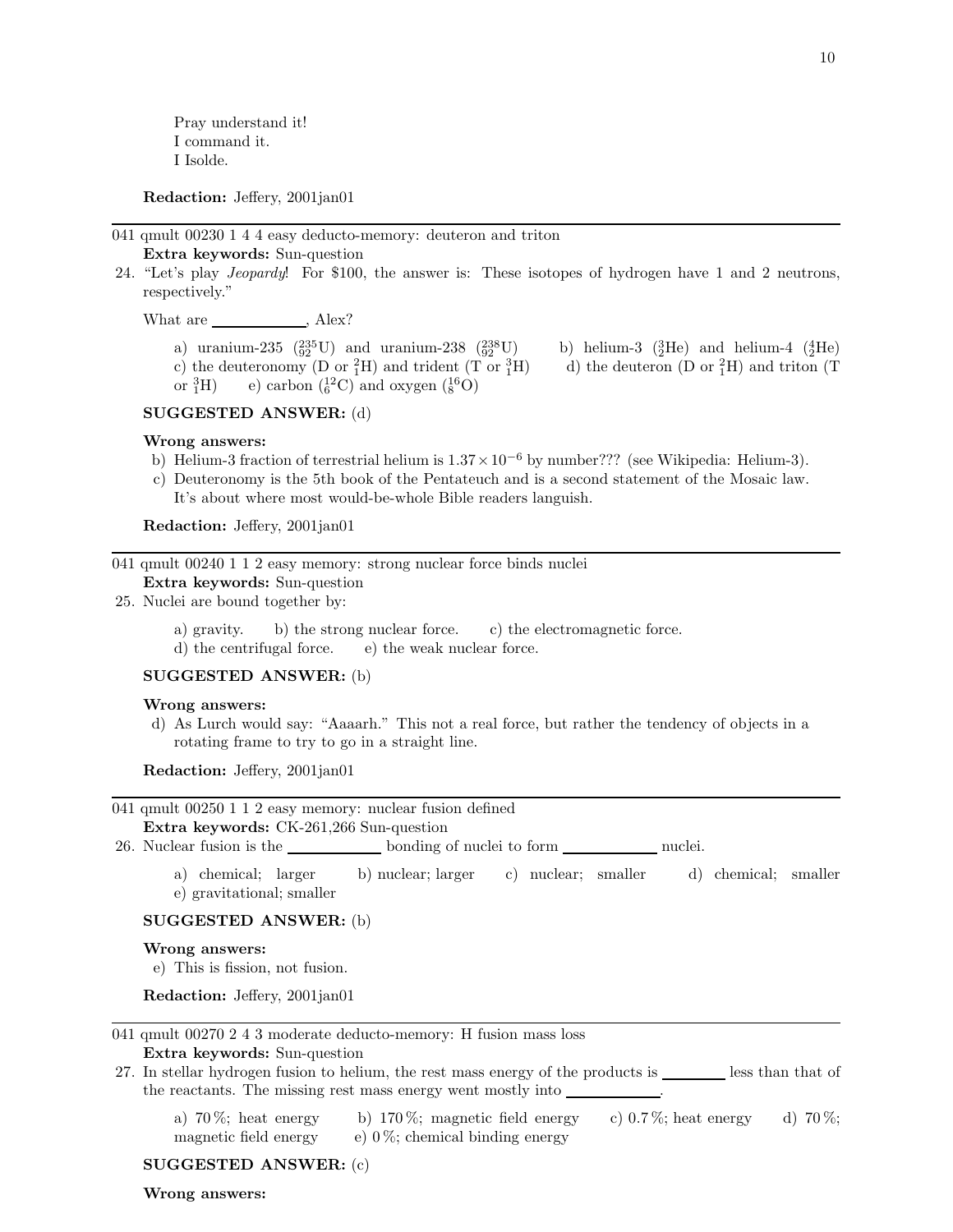Pray understand it!
I command it.
I Isolde.

**Redaction:** Jeffery, 2001jan01

---

041 qmult 00230 1 4 4 easy deducto-memory: deuteron and triton
**Extra keywords:** Sun-question

24. "Let's play *Jeopardy*! For $100, the answer is: These isotopes of hydrogen have 1 and 2 neutrons, respectively."

What are ____________, Alex?

a) uranium-235 ($^{235}_{92}$U) and uranium-238 ($^{238}_{92}$U) b) helium-3 ($^{3}_{2}$He) and helium-4 ($^{4}_{2}$He) c) the deuteronomy (D or $^{2}_{1}$H) and trident (T or $^{3}_{1}$H) d) the deuteron (D or $^{2}_{1}$H) and triton (T or $^{3}_{1}$H) e) carbon ($^{12}_{6}$C) and oxygen ($^{16}_{8}$O)

**SUGGESTED ANSWER:** (d)

**Wrong answers:**

b) Helium-3 fraction of terrestrial helium is $1.37 \times 10^{-6}$ by number??? (see Wikipedia: Helium-3).
c) Deuteronomy is the 5th book of the Pentateuch and is a second statement of the Mosaic law. It's about where most would-be-whole Bible readers languish.

**Redaction:** Jeffery, 2001jan01

---

041 qmult 00240 1 1 2 easy memory: strong nuclear force binds nuclei
**Extra keywords:** Sun-question

25. Nuclei are bound together by:

a) gravity. b) the strong nuclear force. c) the electromagnetic force. d) the centrifugal force. e) the weak nuclear force.

**SUGGESTED ANSWER:** (b)

**Wrong answers:**

d) As Lurch would say: "Aaaarh." This not a real force, but rather the tendency of objects in a rotating frame to try to go in a straight line.

**Redaction:** Jeffery, 2001jan01

---

041 qmult 00250 1 1 2 easy memory: nuclear fusion defined
**Extra keywords:** CK-261,266 Sun-question

26. Nuclear fusion is the ____________ bonding of nuclei to form ____________ nuclei.

a) chemical; larger b) nuclear; larger c) nuclear; smaller d) chemical; smaller e) gravitational; smaller

**SUGGESTED ANSWER:** (b)

**Wrong answers:**

e) This is fission, not fusion.

**Redaction:** Jeffery, 2001jan01

---

041 qmult 00270 2 4 3 moderate deducto-memory: H fusion mass loss
**Extra keywords:** Sun-question

27. In stellar hydrogen fusion to helium, the rest mass energy of the products is ________ less than that of the reactants. The missing rest mass energy went mostly into ____________.

a) 70 %; heat energy b) 170 %; magnetic field energy c) 0.7 %; heat energy d) 70 %; magnetic field energy e) 0 %; chemical binding energy

**SUGGESTED ANSWER:** (c)

**Wrong answers:**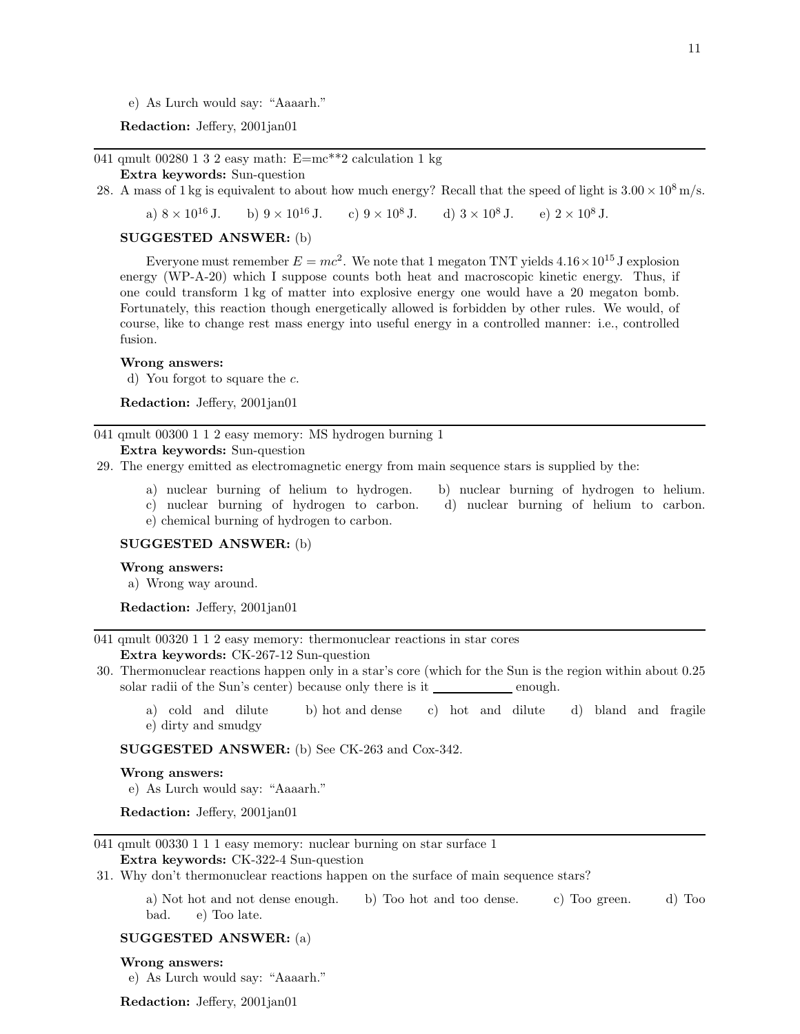e) As Lurch would say: "Aaaarh."

**Redaction:** Jeffery, 2001jan01

---

041 qmult 00280 1 3 2 easy math: E=mc**2 calculation 1 kg
**Extra keywords:** Sun-question

28. A mass of 1 kg is equivalent to about how much energy? Recall that the speed of light is $3.00 \times 10^8$ m/s.

    a) $8 \times 10^{16}$ J. b) $9 \times 10^{16}$ J. c) $9 \times 10^8$ J. d) $3 \times 10^8$ J. e) $2 \times 10^8$ J.

**SUGGESTED ANSWER:** (b)

Everyone must remember $E = mc^2$. We note that 1 megaton TNT yields $4.16 \times 10^{15}$ J explosion energy (WP-A-20) which I suppose counts both heat and macroscopic kinetic energy. Thus, if one could transform 1 kg of matter into explosive energy one would have a 20 megaton bomb. Fortunately, this reaction though energetically allowed is forbidden by other rules. We would, of course, like to change rest mass energy into useful energy in a controlled manner: i.e., controlled fusion.

**Wrong answers:**
d) You forgot to square the $c$.

**Redaction:** Jeffery, 2001jan01

---

041 qmult 00300 1 1 2 easy memory: MS hydrogen burning 1
**Extra keywords:** Sun-question

29. The energy emitted as electromagnetic energy from main sequence stars is supplied by the:

    a) nuclear burning of helium to hydrogen. b) nuclear burning of hydrogen to helium. c) nuclear burning of hydrogen to carbon. d) nuclear burning of helium to carbon. e) chemical burning of hydrogen to carbon.

**SUGGESTED ANSWER:** (b)

**Wrong answers:**
a) Wrong way around.

**Redaction:** Jeffery, 2001jan01

---

041 qmult 00320 1 1 2 easy memory: thermonuclear reactions in star cores
**Extra keywords:** CK-267-12 Sun-question

30. Thermonuclear reactions happen only in a star's core (which for the Sun is the region within about 0.25 solar radii of the Sun's center) because only there is it ____________ enough.

    a) cold and dilute b) hot and dense c) hot and dilute d) bland and fragile e) dirty and smudgy

**SUGGESTED ANSWER:** (b) See CK-263 and Cox-342.

**Wrong answers:**
e) As Lurch would say: "Aaaarh."

**Redaction:** Jeffery, 2001jan01

---

041 qmult 00330 1 1 1 easy memory: nuclear burning on star surface 1
**Extra keywords:** CK-322-4 Sun-question

31. Why don't thermonuclear reactions happen on the surface of main sequence stars?

    a) Not hot and not dense enough. b) Too hot and too dense. c) Too green. d) Too bad. e) Too late.

**SUGGESTED ANSWER:** (a)

**Wrong answers:**
e) As Lurch would say: "Aaaarh."

**Redaction:** Jeffery, 2001jan01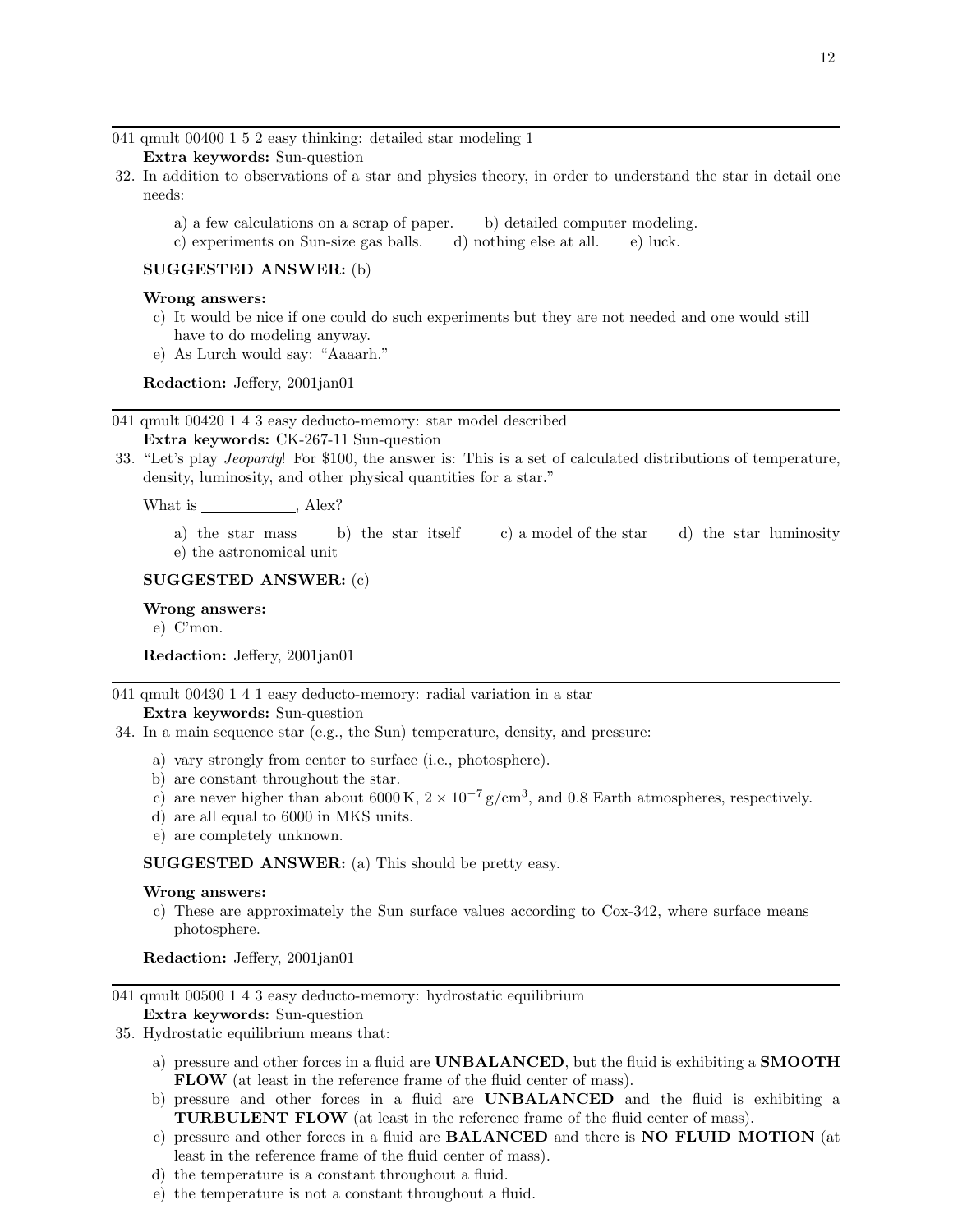---

041 qmult 00400 1 5 2 easy thinking: detailed star modeling 1
**Extra keywords:** Sun-question

32. In addition to observations of a star and physics theory, in order to understand the star in detail one needs:

    a) a few calculations on a scrap of paper. b) detailed computer modeling.
    c) experiments on Sun-size gas balls. d) nothing else at all. e) luck.

    **SUGGESTED ANSWER:** (b)

    **Wrong answers:**

    c) It would be nice if one could do such experiments but they are not needed and one would still have to do modeling anyway.
    e) As Lurch would say: "Aaaarh."

    **Redaction:** Jeffery, 2001jan01

---

041 qmult 00420 1 4 3 easy deducto-memory: star model described
**Extra keywords:** CK-267-11 Sun-question

33. "Let's play *Jeopardy*! For \$100, the answer is: This is a set of calculated distributions of temperature, density, luminosity, and other physical quantities for a star."

    What is ____________, Alex?

    a) the star mass b) the star itself c) a model of the star d) the star luminosity
    e) the astronomical unit

    **SUGGESTED ANSWER:** (c)

    **Wrong answers:**

    e) C'mon.

    **Redaction:** Jeffery, 2001jan01

---

041 qmult 00430 1 4 1 easy deducto-memory: radial variation in a star
**Extra keywords:** Sun-question

34. In a main sequence star (e.g., the Sun) temperature, density, and pressure:

    a) vary strongly from center to surface (i.e., photosphere).
    b) are constant throughout the star.
    c) are never higher than about 6000 K, $2 \times 10^{-7}\,\text{g/cm}^3$, and 0.8 Earth atmospheres, respectively.
    d) are all equal to 6000 in MKS units.
    e) are completely unknown.

    **SUGGESTED ANSWER:** (a) This should be pretty easy.

    **Wrong answers:**

    c) These are approximately the Sun surface values according to Cox-342, where surface means photosphere.

    **Redaction:** Jeffery, 2001jan01

---

041 qmult 00500 1 4 3 easy deducto-memory: hydrostatic equilibrium
**Extra keywords:** Sun-question

35. Hydrostatic equilibrium means that:

    a) pressure and other forces in a fluid are **UNBALANCED**, but the fluid is exhibiting a **SMOOTH FLOW** (at least in the reference frame of the fluid center of mass).
    b) pressure and other forces in a fluid are **UNBALANCED** and the fluid is exhibiting a **TURBULENT FLOW** (at least in the reference frame of the fluid center of mass).
    c) pressure and other forces in a fluid are **BALANCED** and there is **NO FLUID MOTION** (at least in the reference frame of the fluid center of mass).
    d) the temperature is a constant throughout a fluid.
    e) the temperature is not a constant throughout a fluid.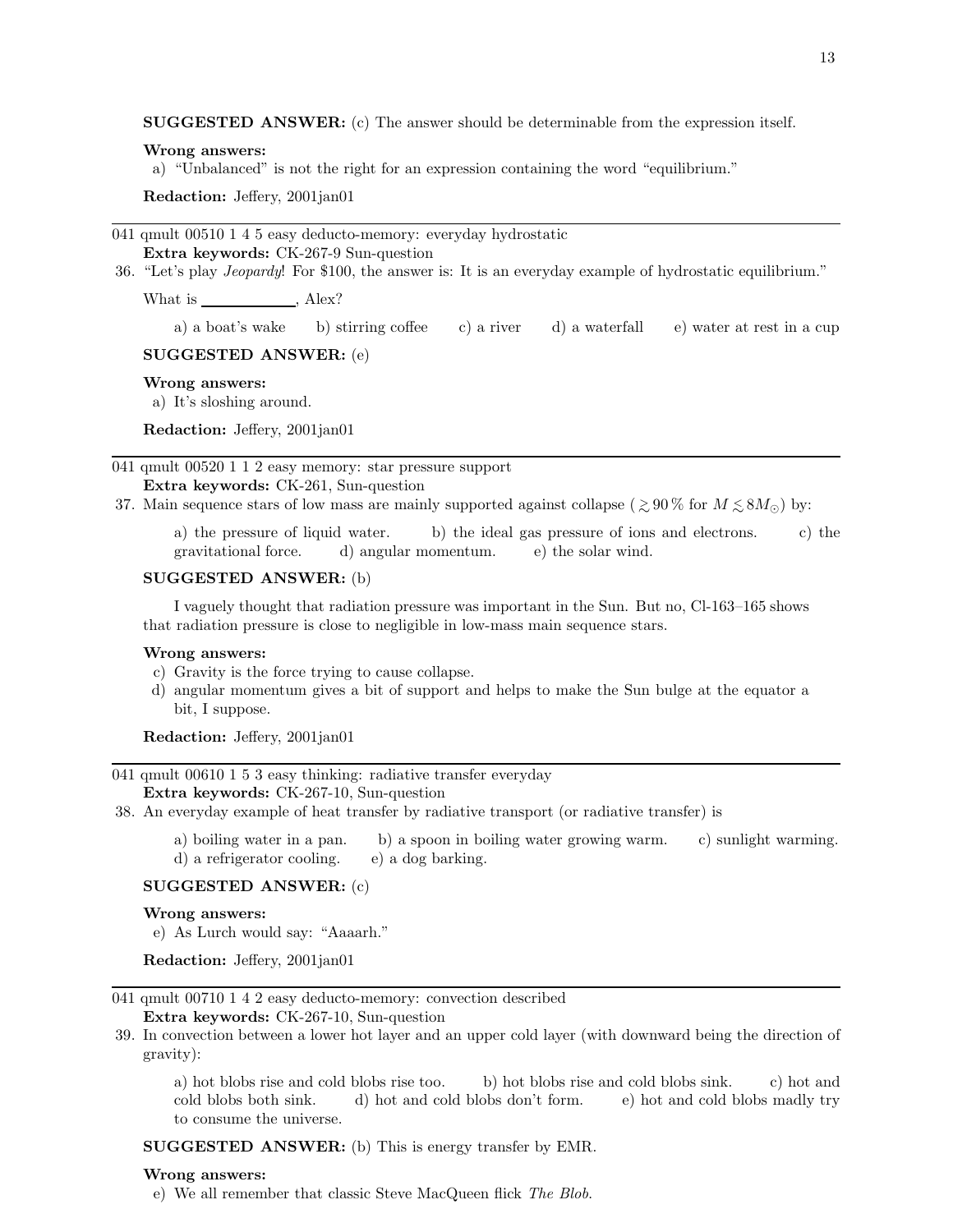**SUGGESTED ANSWER:** (c) The answer should be determinable from the expression itself.

**Wrong answers:**

a) "Unbalanced" is not the right for an expression containing the word "equilibrium."

**Redaction:** Jeffery, 2001jan01

---

041 qmult 00510 1 4 5 easy deducto-memory: everyday hydrostatic
**Extra keywords:** CK-267-9 Sun-question

36. "Let's play *Jeopardy*! For \$100, the answer is: It is an everyday example of hydrostatic equilibrium."

What is \_\_\_\_\_\_\_\_\_\_\_\_, Alex?

a) a boat's wake  b) stirring coffee  c) a river  d) a waterfall  e) water at rest in a cup

**SUGGESTED ANSWER:** (e)

**Wrong answers:**

a) It's sloshing around.

**Redaction:** Jeffery, 2001jan01

---

041 qmult 00520 1 1 2 easy memory: star pressure support
**Extra keywords:** CK-261, Sun-question

37. Main sequence stars of low mass are mainly supported against collapse ($\gtrsim 90\,\%$ for $M \lesssim 8M_\odot$) by:

a) the pressure of liquid water.  b) the ideal gas pressure of ions and electrons.  c) the gravitational force.  d) angular momentum.  e) the solar wind.

**SUGGESTED ANSWER:** (b)

I vaguely thought that radiation pressure was important in the Sun. But no, Cl-163–165 shows that radiation pressure is close to negligible in low-mass main sequence stars.

**Wrong answers:**

c) Gravity is the force trying to cause collapse.
d) angular momentum gives a bit of support and helps to make the Sun bulge at the equator a bit, I suppose.

**Redaction:** Jeffery, 2001jan01

---

041 qmult 00610 1 5 3 easy thinking: radiative transfer everyday
**Extra keywords:** CK-267-10, Sun-question

38. An everyday example of heat transfer by radiative transport (or radiative transfer) is

a) boiling water in a pan.  b) a spoon in boiling water growing warm.  c) sunlight warming.  d) a refrigerator cooling.  e) a dog barking.

**SUGGESTED ANSWER:** (c)

**Wrong answers:**

e) As Lurch would say: "Aaaarh."

**Redaction:** Jeffery, 2001jan01

---

041 qmult 00710 1 4 2 easy deducto-memory: convection described
**Extra keywords:** CK-267-10, Sun-question

39. In convection between a lower hot layer and an upper cold layer (with downward being the direction of gravity):

a) hot blobs rise and cold blobs rise too.  b) hot blobs rise and cold blobs sink.  c) hot and cold blobs both sink.  d) hot and cold blobs don't form.  e) hot and cold blobs madly try to consume the universe.

**SUGGESTED ANSWER:** (b) This is energy transfer by EMR.

**Wrong answers:**

e) We all remember that classic Steve MacQueen flick *The Blob*.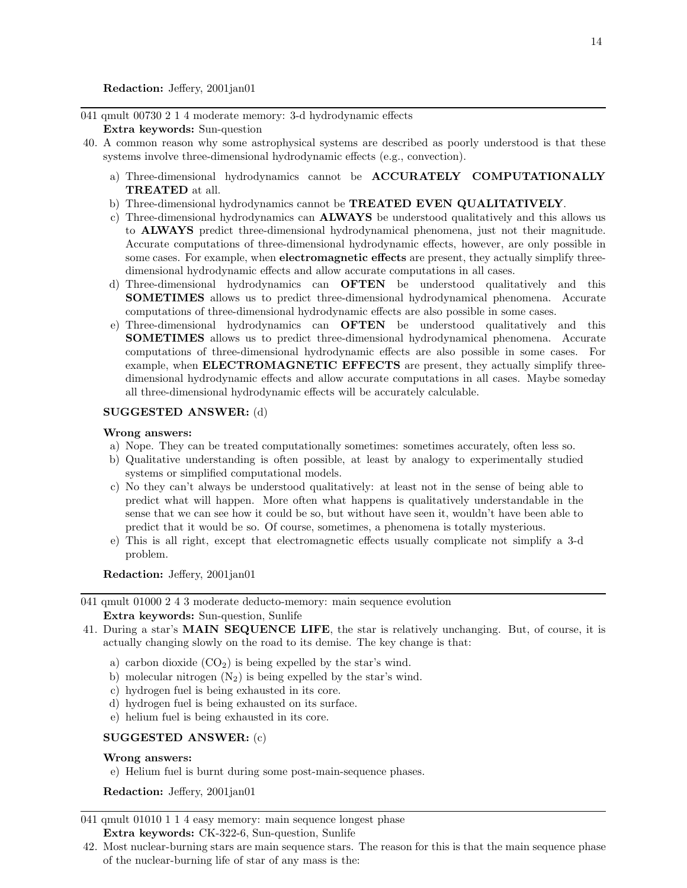**Redaction:** Jeffery, 2001jan01

---

041 qmult 00730 2 1 4 moderate memory: 3-d hydrodynamic effects
**Extra keywords:** Sun-question

40. A common reason why some astrophysical systems are described as poorly understood is that these systems involve three-dimensional hydrodynamic effects (e.g., convection).

   a) Three-dimensional hydrodynamics cannot be **ACCURATELY COMPUTATIONALLY TREATED** at all.
   b) Three-dimensional hydrodynamics cannot be **TREATED EVEN QUALITATIVELY**.
   c) Three-dimensional hydrodynamics can **ALWAYS** be understood qualitatively and this allows us to **ALWAYS** predict three-dimensional hydrodynamical phenomena, just not their magnitude. Accurate computations of three-dimensional hydrodynamic effects, however, are only possible in some cases. For example, when **electromagnetic effects** are present, they actually simplify three-dimensional hydrodynamic effects and allow accurate computations in all cases.
   d) Three-dimensional hydrodynamics can **OFTEN** be understood qualitatively and this **SOMETIMES** allows us to predict three-dimensional hydrodynamical phenomena. Accurate computations of three-dimensional hydrodynamic effects are also possible in some cases.
   e) Three-dimensional hydrodynamics can **OFTEN** be understood qualitatively and this **SOMETIMES** allows us to predict three-dimensional hydrodynamical phenomena. Accurate computations of three-dimensional hydrodynamic effects are also possible in some cases. For example, when **ELECTROMAGNETIC EFFECTS** are present, they actually simplify three-dimensional hydrodynamic effects and allow accurate computations in all cases. Maybe someday all three-dimensional hydrodynamic effects will be accurately calculable.

**SUGGESTED ANSWER:** (d)

**Wrong answers:**

   a) Nope. They can be treated computationally sometimes: sometimes accurately, often less so.
   b) Qualitative understanding is often possible, at least by analogy to experimentally studied systems or simplified computational models.
   c) No they can't always be understood qualitatively: at least not in the sense of being able to predict what will happen. More often what happens is qualitatively understandable in the sense that we can see how it could be so, but without have seen it, wouldn't have been able to predict that it would be so. Of course, sometimes, a phenomena is totally mysterious.
   e) This is all right, except that electromagnetic effects usually complicate not simplify a 3-d problem.

**Redaction:** Jeffery, 2001jan01

---

041 qmult 01000 2 4 3 moderate deducto-memory: main sequence evolution
**Extra keywords:** Sun-question, Sunlife

41. During a star's **MAIN SEQUENCE LIFE**, the star is relatively unchanging. But, of course, it is actually changing slowly on the road to its demise. The key change is that:

   a) carbon dioxide ($CO_2$) is being expelled by the star's wind.
   b) molecular nitrogen ($N_2$) is being expelled by the star's wind.
   c) hydrogen fuel is being exhausted in its core.
   d) hydrogen fuel is being exhausted on its surface.
   e) helium fuel is being exhausted in its core.

**SUGGESTED ANSWER:** (c)

**Wrong answers:**

   e) Helium fuel is burnt during some post-main-sequence phases.

**Redaction:** Jeffery, 2001jan01

---

041 qmult 01010 1 1 4 easy memory: main sequence longest phase
**Extra keywords:** CK-322-6, Sun-question, Sunlife

42. Most nuclear-burning stars are main sequence stars. The reason for this is that the main sequence phase of the nuclear-burning life of star of any mass is the: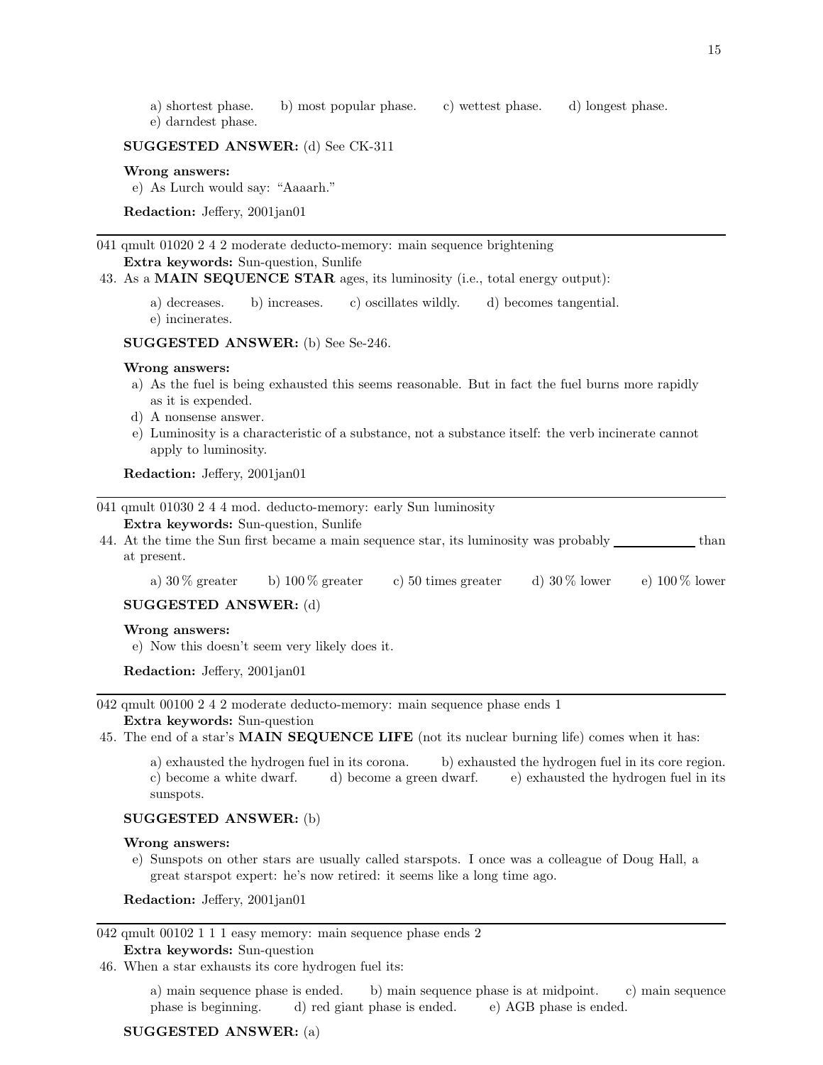a) shortest phase. b) most popular phase. c) wettest phase. d) longest phase.
e) darndest phase.

**SUGGESTED ANSWER:** (d) See CK-311

**Wrong answers:**

e) As Lurch would say: "Aaaarh."

**Redaction:** Jeffery, 2001jan01

---

041 qmult 01020 2 4 2 moderate deducto-memory: main sequence brightening
**Extra keywords:** Sun-question, Sunlife

43. As a **MAIN SEQUENCE STAR** ages, its luminosity (i.e., total energy output):

a) decreases. b) increases. c) oscillates wildly. d) becomes tangential.
e) incinerates.

**SUGGESTED ANSWER:** (b) See Se-246.

**Wrong answers:**

a) As the fuel is being exhausted this seems reasonable. But in fact the fuel burns more rapidly as it is expended.
d) A nonsense answer.
e) Luminosity is a characteristic of a substance, not a substance itself: the verb incinerate cannot apply to luminosity.

**Redaction:** Jeffery, 2001jan01

---

041 qmult 01030 2 4 4 mod. deducto-memory: early Sun luminosity
**Extra keywords:** Sun-question, Sunlife

44. At the time the Sun first became a main sequence star, its luminosity was probably ____________ than at present.

a) 30 % greater b) 100 % greater c) 50 times greater d) 30 % lower e) 100 % lower

**SUGGESTED ANSWER:** (d)

**Wrong answers:**

e) Now this doesn't seem very likely does it.

**Redaction:** Jeffery, 2001jan01

---

042 qmult 00100 2 4 2 moderate deducto-memory: main sequence phase ends 1
**Extra keywords:** Sun-question

45. The end of a star's **MAIN SEQUENCE LIFE** (not its nuclear burning life) comes when it has:

a) exhausted the hydrogen fuel in its corona. b) exhausted the hydrogen fuel in its core region.
c) become a white dwarf. d) become a green dwarf. e) exhausted the hydrogen fuel in its sunspots.

**SUGGESTED ANSWER:** (b)

**Wrong answers:**

e) Sunspots on other stars are usually called starspots. I once was a colleague of Doug Hall, a great starspot expert: he's now retired: it seems like a long time ago.

**Redaction:** Jeffery, 2001jan01

---

042 qmult 00102 1 1 1 easy memory: main sequence phase ends 2
**Extra keywords:** Sun-question

46. When a star exhausts its core hydrogen fuel its:

a) main sequence phase is ended. b) main sequence phase is at midpoint. c) main sequence phase is beginning. d) red giant phase is ended. e) AGB phase is ended.

**SUGGESTED ANSWER:** (a)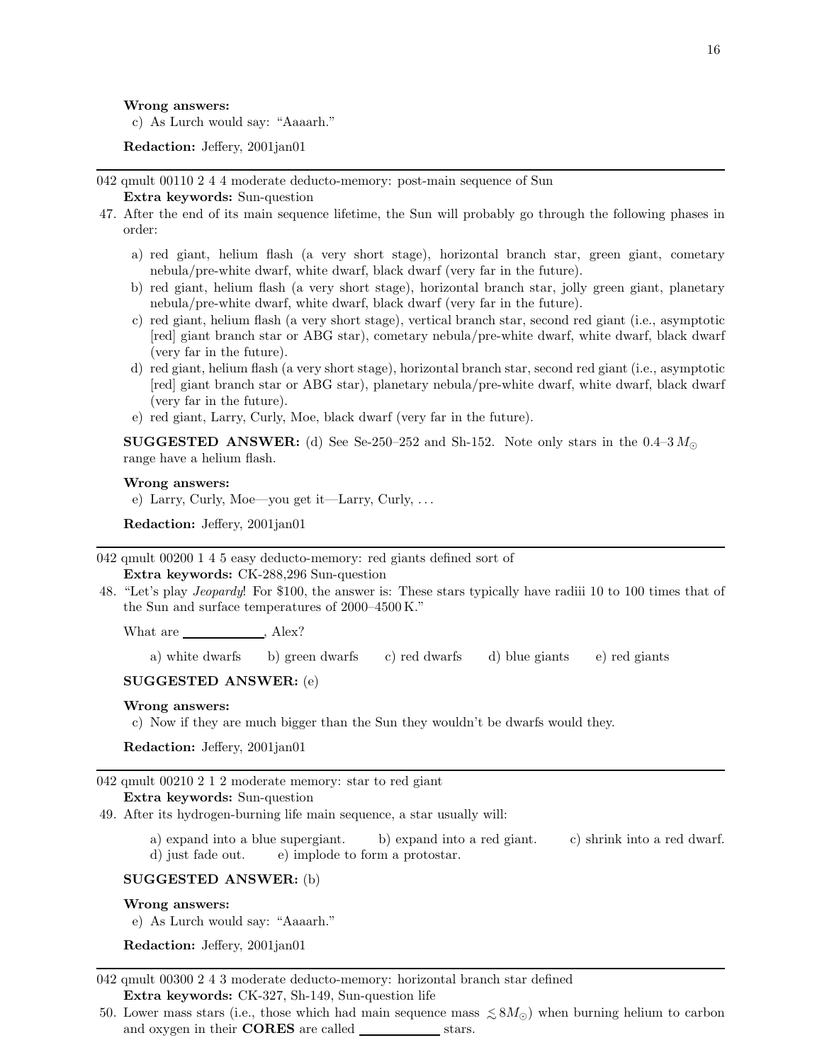**Wrong answers:**

c) As Lurch would say: "Aaaarh."

**Redaction:** Jeffery, 2001jan01

---

042 qmult 00110 2 4 4 moderate deducto-memory: post-main sequence of Sun
**Extra keywords:** Sun-question

47. After the end of its main sequence lifetime, the Sun will probably go through the following phases in order:

 a) red giant, helium flash (a very short stage), horizontal branch star, green giant, cometary nebula/pre-white dwarf, white dwarf, black dwarf (very far in the future).
 b) red giant, helium flash (a very short stage), horizontal branch star, jolly green giant, planetary nebula/pre-white dwarf, white dwarf, black dwarf (very far in the future).
 c) red giant, helium flash (a very short stage), vertical branch star, second red giant (i.e., asymptotic [red] giant branch star or ABG star), cometary nebula/pre-white dwarf, white dwarf, black dwarf (very far in the future).
 d) red giant, helium flash (a very short stage), horizontal branch star, second red giant (i.e., asymptotic [red] giant branch star or ABG star), planetary nebula/pre-white dwarf, white dwarf, black dwarf (very far in the future).
 e) red giant, Larry, Curly, Moe, black dwarf (very far in the future).

**SUGGESTED ANSWER:** (d) See Se-250–252 and Sh-152. Note only stars in the $0.4$–$3\,M_\odot$ range have a helium flash.

**Wrong answers:**

e) Larry, Curly, Moe—you get it—Larry, Curly, . . .

**Redaction:** Jeffery, 2001jan01

---

042 qmult 00200 1 4 5 easy deducto-memory: red giants defined sort of
**Extra keywords:** CK-288,296 Sun-question

48. "Let's play *Jeopardy*! For \$100, the answer is: These stars typically have radiii 10 to 100 times that of the Sun and surface temperatures of 2000–4500 K."

 What are ____________, Alex?

 a) white dwarfs  b) green dwarfs  c) red dwarfs  d) blue giants  e) red giants

**SUGGESTED ANSWER:** (e)

**Wrong answers:**

c) Now if they are much bigger than the Sun they wouldn't be dwarfs would they.

**Redaction:** Jeffery, 2001jan01

---

042 qmult 00210 2 1 2 moderate memory: star to red giant
**Extra keywords:** Sun-question

49. After its hydrogen-burning life main sequence, a star usually will:

 a) expand into a blue supergiant.  b) expand into a red giant.  c) shrink into a red dwarf.
 d) just fade out.  e) implode to form a protostar.

**SUGGESTED ANSWER:** (b)

**Wrong answers:**

e) As Lurch would say: "Aaaarh."

**Redaction:** Jeffery, 2001jan01

---

042 qmult 00300 2 4 3 moderate deducto-memory: horizontal branch star defined
**Extra keywords:** CK-327, Sh-149, Sun-question life

50. Lower mass stars (i.e., those which had main sequence mass $\lesssim 8M_\odot$) when burning helium to carbon and oxygen in their **CORES** are called ____________ stars.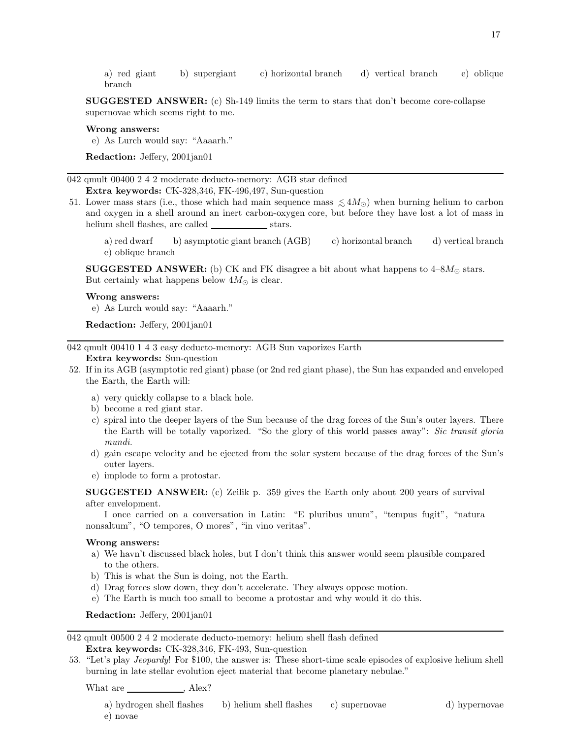a) red giant b) supergiant c) horizontal branch d) vertical branch e) oblique branch

**SUGGESTED ANSWER:** (c) Sh-149 limits the term to stars that don't become core-collapse supernovae which seems right to me.

**Wrong answers:**

e) As Lurch would say: "Aaaarh."

**Redaction:** Jeffery, 2001jan01

---

042 qmult 00400 2 4 2 moderate deducto-memory: AGB star defined
**Extra keywords:** CK-328,346, FK-496,497, Sun-question

51. Lower mass stars (i.e., those which had main sequence mass $\lesssim 4M_\odot$) when burning helium to carbon and oxygen in a shell around an inert carbon-oxygen core, but before they have lost a lot of mass in helium shell flashes, are called ____________ stars.

a) red dwarf b) asymptotic giant branch (AGB) c) horizontal branch d) vertical branch e) oblique branch

**SUGGESTED ANSWER:** (b) CK and FK disagree a bit about what happens to 4–$8M_\odot$ stars. But certainly what happens below $4M_\odot$ is clear.

**Wrong answers:**

e) As Lurch would say: "Aaaarh."

**Redaction:** Jeffery, 2001jan01

---

042 qmult 00410 1 4 3 easy deducto-memory: AGB Sun vaporizes Earth
**Extra keywords:** Sun-question

52. If in its AGB (asymptotic red giant) phase (or 2nd red giant phase), the Sun has expanded and enveloped the Earth, the Earth will:

a) very quickly collapse to a black hole.
b) become a red giant star.
c) spiral into the deeper layers of the Sun because of the drag forces of the Sun's outer layers. There the Earth will be totally vaporized. "So the glory of this world passes away": *Sic transit gloria mundi*.
d) gain escape velocity and be ejected from the solar system because of the drag forces of the Sun's outer layers.
e) implode to form a protostar.

**SUGGESTED ANSWER:** (c) Zeilik p. 359 gives the Earth only about 200 years of survival after envelopment.

I once carried on a conversation in Latin: "E pluribus unum", "tempus fugit", "natura nonsaltum", "O tempores, O mores", "in vino veritas".

**Wrong answers:**

a) We havn't discussed black holes, but I don't think this answer would seem plausible compared to the others.
b) This is what the Sun is doing, not the Earth.
d) Drag forces slow down, they don't accelerate. They always oppose motion.
e) The Earth is much too small to become a protostar and why would it do this.

**Redaction:** Jeffery, 2001jan01

---

042 qmult 00500 2 4 2 moderate deducto-memory: helium shell flash defined
**Extra keywords:** CK-328,346, FK-493, Sun-question

53. "Let's play *Jeopardy*! For \$100, the answer is: These short-time scale episodes of explosive helium shell burning in late stellar evolution eject material that become planetary nebulae."

What are ____________, Alex?

a) hydrogen shell flashes b) helium shell flashes c) supernovae d) hypernovae e) novae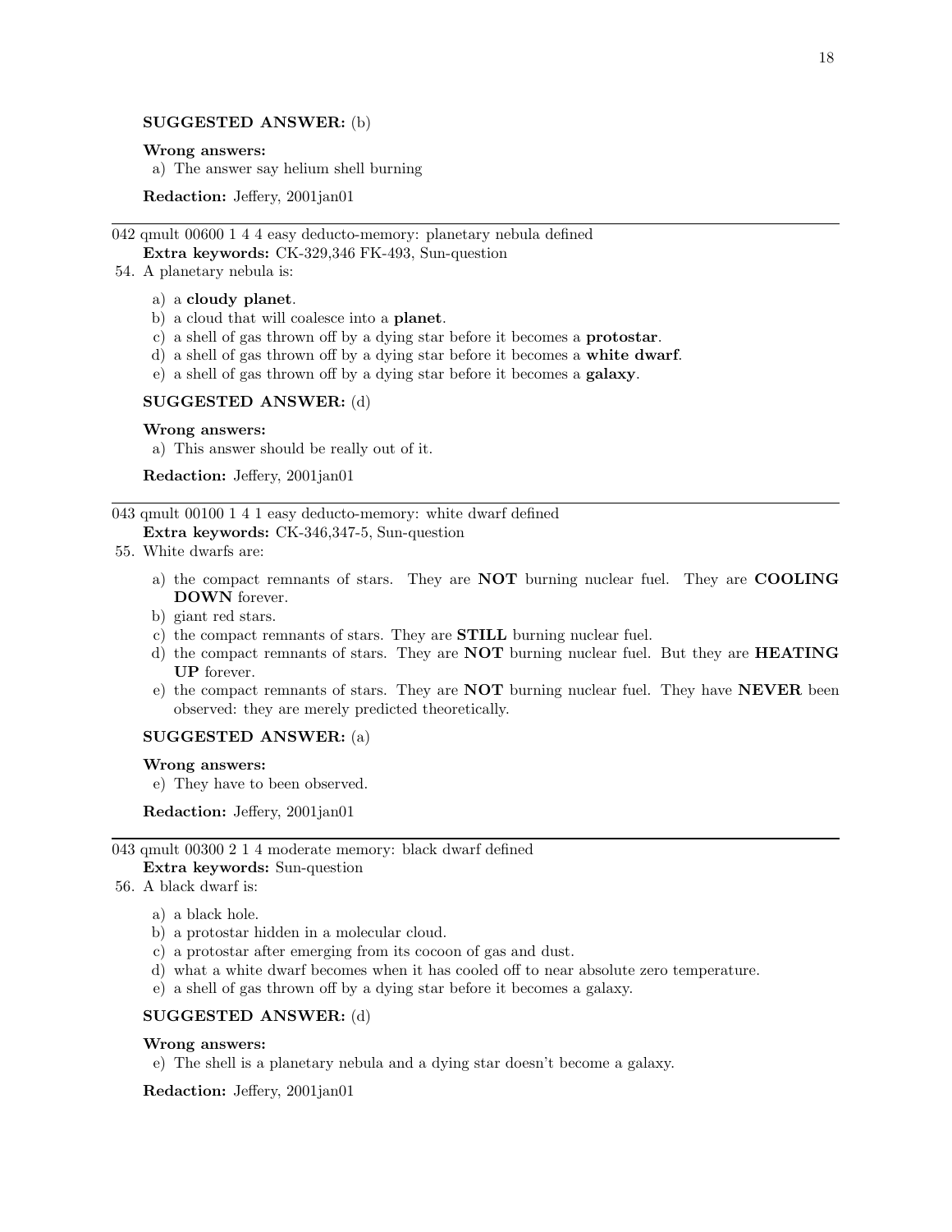**SUGGESTED ANSWER:** (b)

**Wrong answers:**

a) The answer say helium shell burning

**Redaction:** Jeffery, 2001jan01

---

042 qmult 00600 1 4 4 easy deducto-memory: planetary nebula defined
**Extra keywords:** CK-329,346 FK-493, Sun-question

54. A planetary nebula is:

a) a **cloudy planet**.
b) a cloud that will coalesce into a **planet**.
c) a shell of gas thrown off by a dying star before it becomes a **protostar**.
d) a shell of gas thrown off by a dying star before it becomes a **white dwarf**.
e) a shell of gas thrown off by a dying star before it becomes a **galaxy**.

**SUGGESTED ANSWER:** (d)

**Wrong answers:**

a) This answer should be really out of it.

**Redaction:** Jeffery, 2001jan01

---

043 qmult 00100 1 4 1 easy deducto-memory: white dwarf defined
**Extra keywords:** CK-346,347-5, Sun-question

55. White dwarfs are:

a) the compact remnants of stars. They are **NOT** burning nuclear fuel. They are **COOLING DOWN** forever.
b) giant red stars.
c) the compact remnants of stars. They are **STILL** burning nuclear fuel.
d) the compact remnants of stars. They are **NOT** burning nuclear fuel. But they are **HEATING UP** forever.
e) the compact remnants of stars. They are **NOT** burning nuclear fuel. They have **NEVER** been observed: they are merely predicted theoretically.

**SUGGESTED ANSWER:** (a)

**Wrong answers:**

e) They have to been observed.

**Redaction:** Jeffery, 2001jan01

---

043 qmult 00300 2 1 4 moderate memory: black dwarf defined
**Extra keywords:** Sun-question

56. A black dwarf is:

a) a black hole.
b) a protostar hidden in a molecular cloud.
c) a protostar after emerging from its cocoon of gas and dust.
d) what a white dwarf becomes when it has cooled off to near absolute zero temperature.
e) a shell of gas thrown off by a dying star before it becomes a galaxy.

**SUGGESTED ANSWER:** (d)

**Wrong answers:**

e) The shell is a planetary nebula and a dying star doesn't become a galaxy.

**Redaction:** Jeffery, 2001jan01